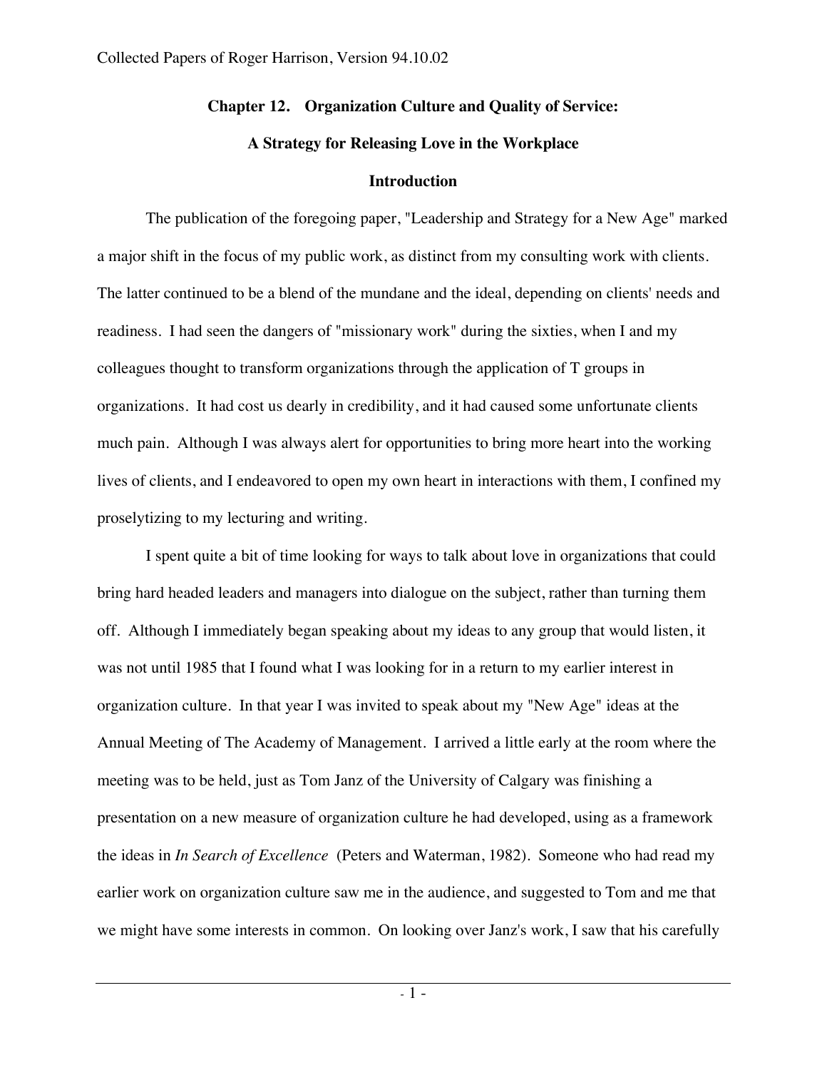## Chapter 12. Organization Culture and Quality of Service:

## A Strategy for Releasing Love in the Workplace

### Introduction

The publication of the foregoing paper, "Leadership and Strategy for a New Age" marked a major shift in the focus of my public work, as distinct from my consulting work with clients. The latter continued to be a blend of the mundane and the ideal, depending on clients' needs and readiness. I had seen the dangers of "missionary work" during the sixties, when I and my colleagues thought to transform organizations through the application of T groups in organizations. It had cost us dearly in credibility, and it had caused some unfortunate clients much pain. Although I was always alert for opportunities to bring more heart into the working lives of clients, and I endeavored to open my own heart in interactions with them, I confined my proselytizing to my lecturing and writing.

I spent quite a bit of time looking for ways to talk about love in organizations that could bring hard headed leaders and managers into dialogue on the subject, rather than turning them off. Although I immediately began speaking about my ideas to any group that would listen, it was not until 1985 that I found what I was looking for in a return to my earlier interest in organization culture. In that year I was invited to speak about my "New Age" ideas at the Annual Meeting of The Academy of Management. I arrived a little early at the room where the meeting was to be held, just as Tom Janz of the University of Calgary was finishing a presentation on a new measure of organization culture he had developed, using as a framework the ideas in *In Search of Excellence* (Peters and Waterman, 1982). Someone who had read my earlier work on organization culture saw me in the audience, and suggested to Tom and me that we might have some interests in common. On looking over Janz's work, I saw that his carefully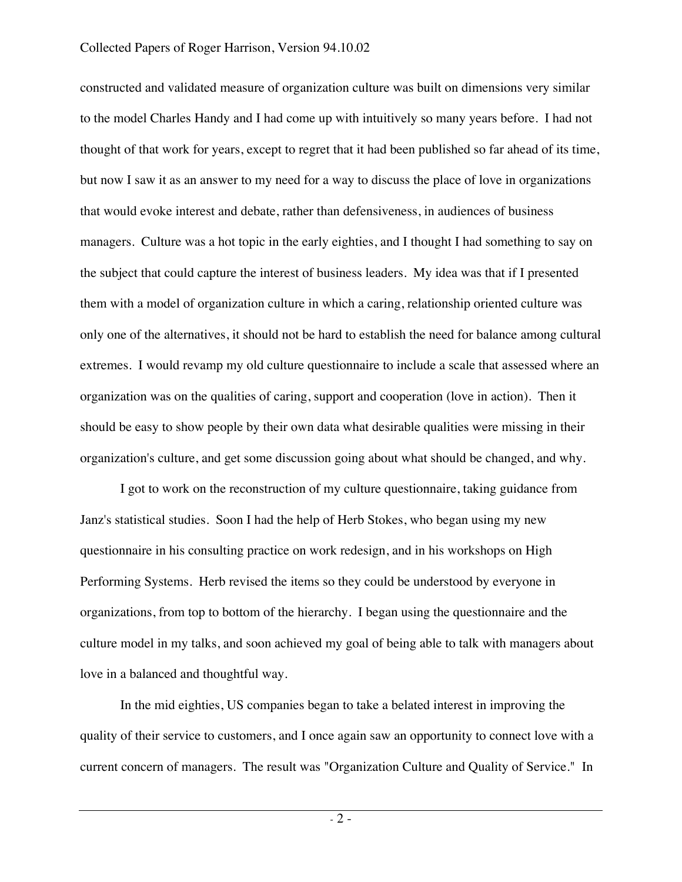constructed and validated measure of organization culture was built on dimensions very similar to the model Charles Handy and I had come up with intuitively so many years before. I had not thought of that work for years, except to regret that it had been published so far ahead of its time, but now I saw it as an answer to my need for a way to discuss the place of love in organizations that would evoke interest and debate, rather than defensiveness, in audiences of business managers. Culture was a hot topic in the early eighties, and I thought I had something to say on the subject that could capture the interest of business leaders. My idea was that if I presented them with a model of organization culture in which a caring, relationship oriented culture was only one of the alternatives, it should not be hard to establish the need for balance among cultural extremes. I would revamp my old culture questionnaire to include a scale that assessed where an organization was on the qualities of caring, support and cooperation (love in action). Then it should be easy to show people by their own data what desirable qualities were missing in their organization's culture, and get some discussion going about what should be changed, and why.

I got to work on the reconstruction of my culture questionnaire, taking guidance from Janz's statistical studies. Soon I had the help of Herb Stokes, who began using my new questionnaire in his consulting practice on work redesign, and in his workshops on High Performing Systems. Herb revised the items so they could be understood by everyone in organizations, from top to bottom of the hierarchy. I began using the questionnaire and the culture model in my talks, and soon achieved my goal of being able to talk with managers about love in a balanced and thoughtful way.

In the mid eighties, US companies began to take a belated interest in improving the quality of their service to customers, and I once again saw an opportunity to connect love with a current concern of managers. The result was "Organization Culture and Quality of Service." In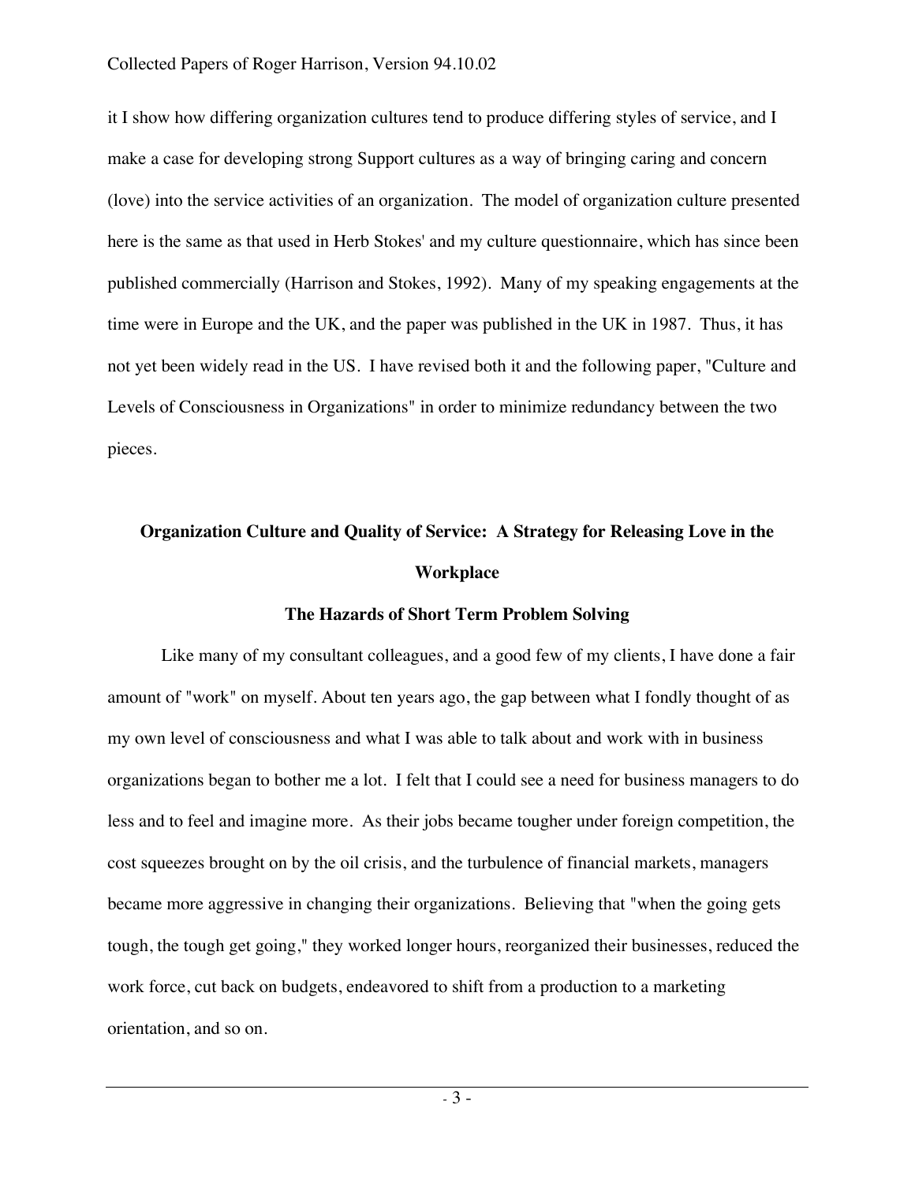it I show how differing organization cultures tend to produce differing styles of service, and I make a case for developing strong Support cultures as a way of bringing caring and concern (love) into the service activities of an organization. The model of organization culture presented here is the same as that used in Herb Stokes' and my culture questionnaire, which has since been published commercially (Harrison and Stokes, 1992). Many of my speaking engagements at the time were in Europe and the UK, and the paper was published in the UK in 1987. Thus, it has not yet been widely read in the US. I have revised both it and the following paper, "Culture and Levels of Consciousness in Organizations" in order to minimize redundancy between the two pieces.

## Organization Culture and Quality of Service: A Strategy for Releasing Love in the Workplace

### The Hazards of Short Term Problem Solving

Like many of my consultant colleagues, and a good few of my clients, I have done a fair amount of "work" on myself. About ten years ago, the gap between what I fondly thought of as my own level of consciousness and what I was able to talk about and work with in business organizations began to bother me a lot. I felt that I could see a need for business managers to do less and to feel and imagine more. As their jobs became tougher under foreign competition, the cost squeezes brought on by the oil crisis, and the turbulence of financial markets, managers became more aggressive in changing their organizations. Believing that "when the going gets tough, the tough get going," they worked longer hours, reorganized their businesses, reduced the work force, cut back on budgets, endeavored to shift from a production to a marketing orientation, and so on.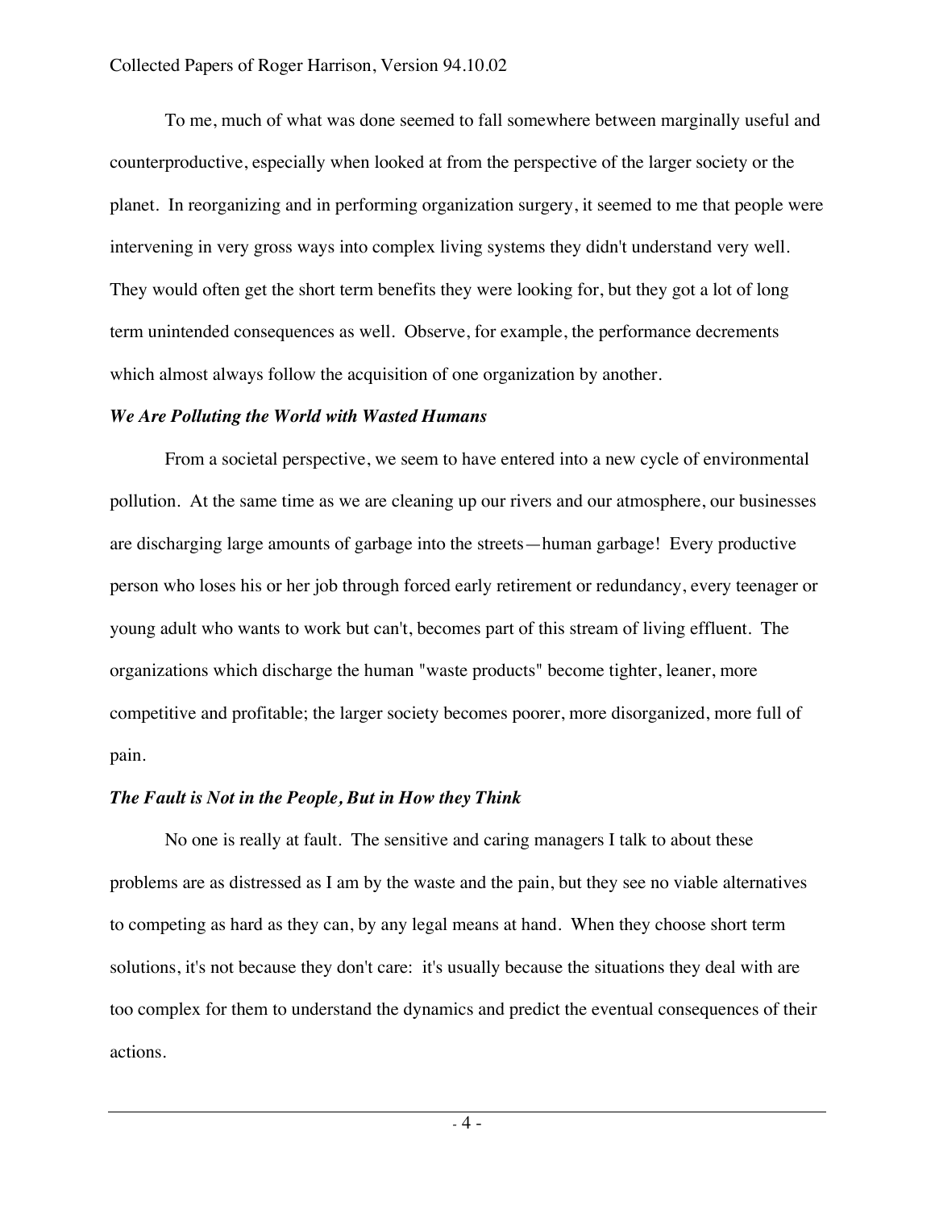To me, much of what was done seemed to fall somewhere between marginally useful and counterproductive, especially when looked at from the perspective of the larger society or the planet. In reorganizing and in performing organization surgery, it seemed to me that people were intervening in very gross ways into complex living systems they didn't understand very well. They would often get the short term benefits they were looking for, but they got a lot of long term unintended consequences as well. Observe, for example, the performance decrements which almost always follow the acquisition of one organization by another.

***We Are Polluting the World with Wasted Humans***

From a societal perspective, we seem to have entered into a new cycle of environmental pollution. At the same time as we are cleaning up our rivers and our atmosphere, our businesses are discharging large amounts of garbage into the streets—human garbage! Every productive person who loses his or her job through forced early retirement or redundancy, every teenager or young adult who wants to work but can't, becomes part of this stream of living effluent. The organizations which discharge the human "waste products" become tighter, leaner, more competitive and profitable; the larger society becomes poorer, more disorganized, more full of pain.

***The Fault is Not in the People, But in How they Think***

No one is really at fault. The sensitive and caring managers I talk to about these problems are as distressed as I am by the waste and the pain, but they see no viable alternatives to competing as hard as they can, by any legal means at hand. When they choose short term solutions, it's not because they don't care: it's usually because the situations they deal with are too complex for them to understand the dynamics and predict the eventual consequences of their actions.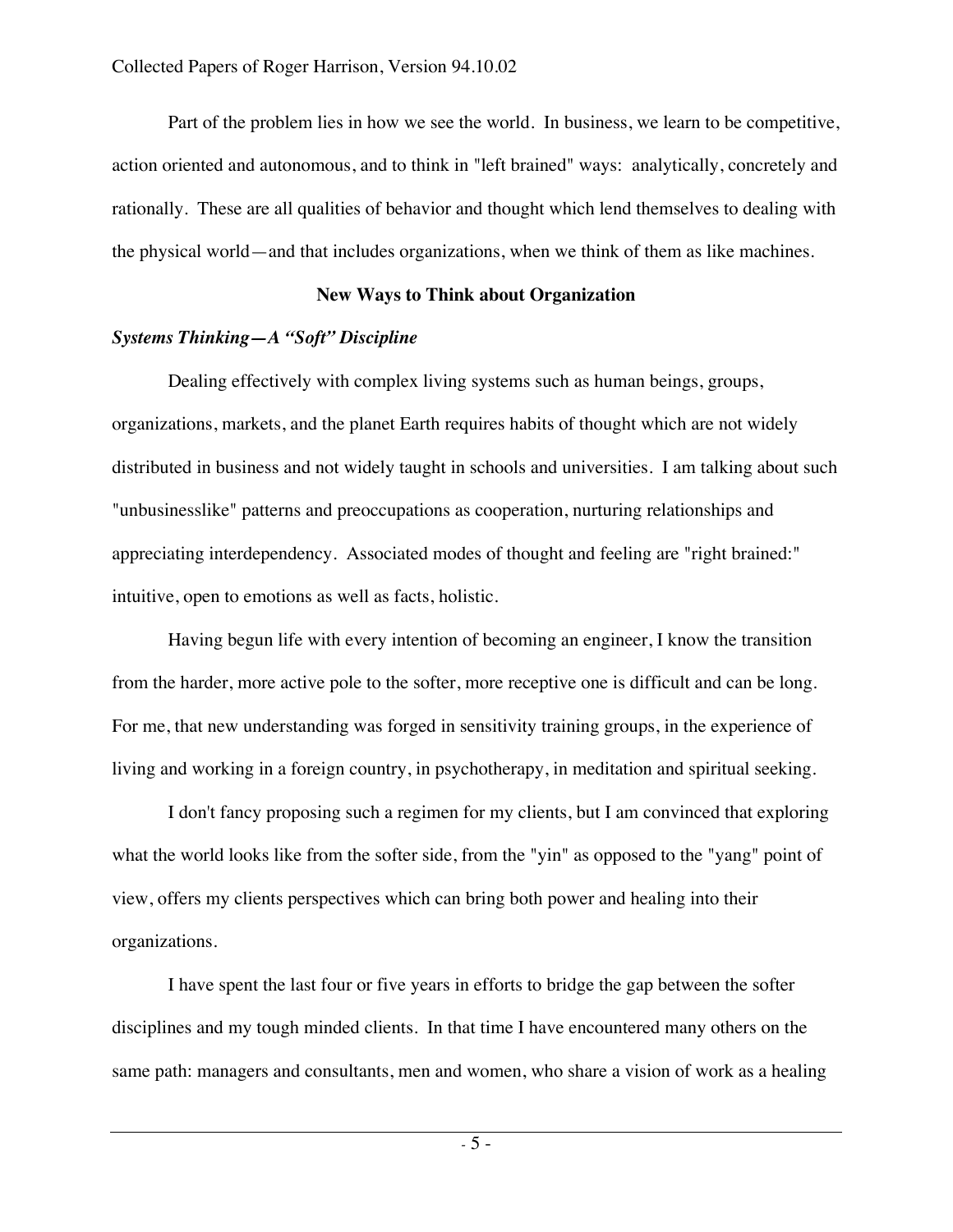Part of the problem lies in how we see the world. In business, we learn to be competitive, action oriented and autonomous, and to think in "left brained" ways: analytically, concretely and rationally. These are all qualities of behavior and thought which lend themselves to dealing with the physical world—and that includes organizations, when we think of them as like machines.

## New Ways to Think about Organization

### *Systems Thinking—A "Soft" Discipline*

Dealing effectively with complex living systems such as human beings, groups, organizations, markets, and the planet Earth requires habits of thought which are not widely distributed in business and not widely taught in schools and universities. I am talking about such "unbusinesslike" patterns and preoccupations as cooperation, nurturing relationships and appreciating interdependency. Associated modes of thought and feeling are "right brained:" intuitive, open to emotions as well as facts, holistic.

Having begun life with every intention of becoming an engineer, I know the transition from the harder, more active pole to the softer, more receptive one is difficult and can be long. For me, that new understanding was forged in sensitivity training groups, in the experience of living and working in a foreign country, in psychotherapy, in meditation and spiritual seeking.

I don't fancy proposing such a regimen for my clients, but I am convinced that exploring what the world looks like from the softer side, from the "yin" as opposed to the "yang" point of view, offers my clients perspectives which can bring both power and healing into their organizations.

I have spent the last four or five years in efforts to bridge the gap between the softer disciplines and my tough minded clients. In that time I have encountered many others on the same path: managers and consultants, men and women, who share a vision of work as a healing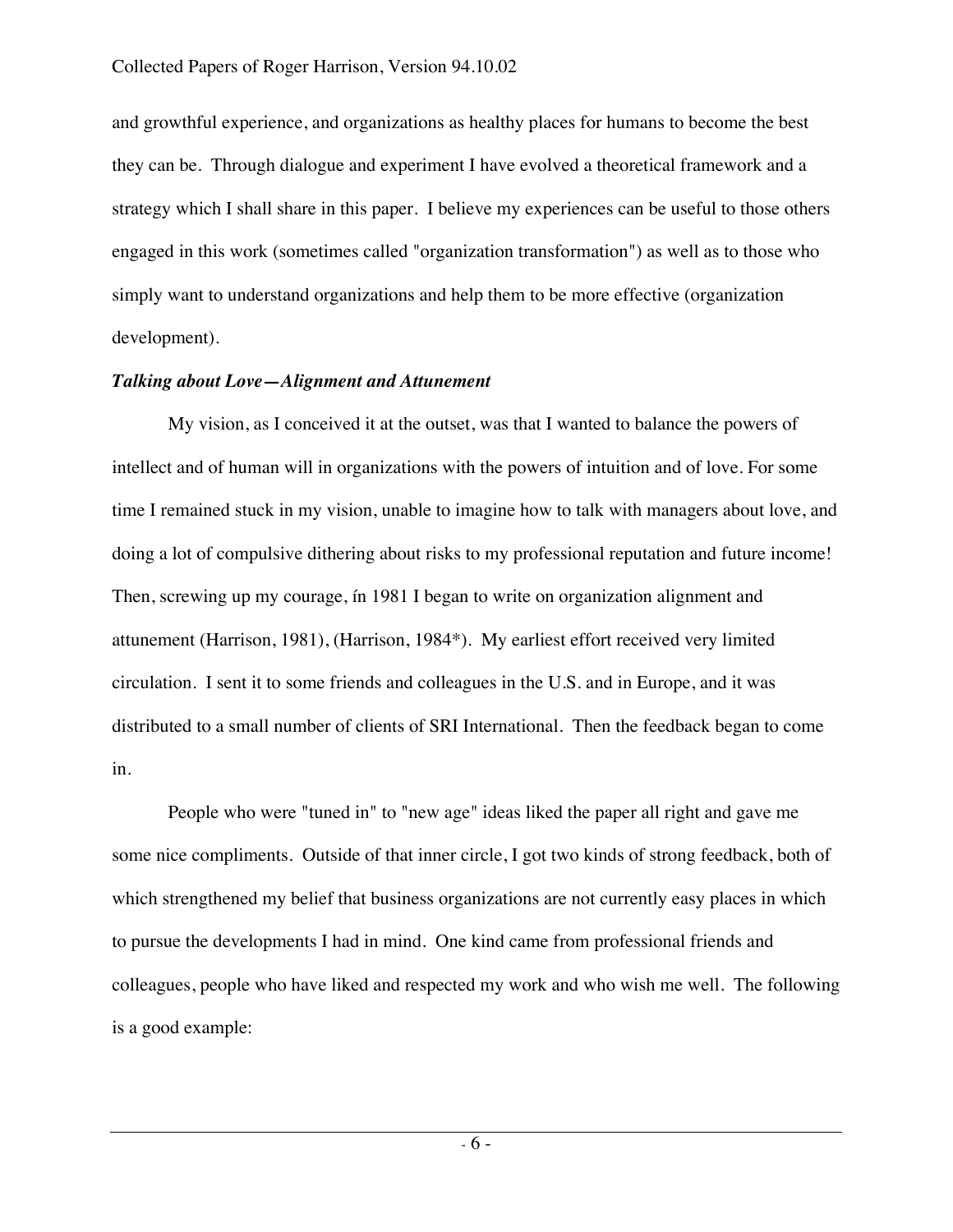and growthful experience, and organizations as healthy places for humans to become the best they can be. Through dialogue and experiment I have evolved a theoretical framework and a strategy which I shall share in this paper. I believe my experiences can be useful to those others engaged in this work (sometimes called "organization transformation") as well as to those who simply want to understand organizations and help them to be more effective (organization development).

***Talking about Love—Alignment and Attunement***

My vision, as I conceived it at the outset, was that I wanted to balance the powers of intellect and of human will in organizations with the powers of intuition and of love. For some time I remained stuck in my vision, unable to imagine how to talk with managers about love, and doing a lot of compulsive dithering about risks to my professional reputation and future income! Then, screwing up my courage, ín 1981 I began to write on organization alignment and attunement (Harrison, 1981), (Harrison, 1984*). My earliest effort received very limited circulation. I sent it to some friends and colleagues in the U.S. and in Europe, and it was distributed to a small number of clients of SRI International. Then the feedback began to come in.

People who were "tuned in" to "new age" ideas liked the paper all right and gave me some nice compliments. Outside of that inner circle, I got two kinds of strong feedback, both of which strengthened my belief that business organizations are not currently easy places in which to pursue the developments I had in mind. One kind came from professional friends and colleagues, people who have liked and respected my work and who wish me well. The following is a good example: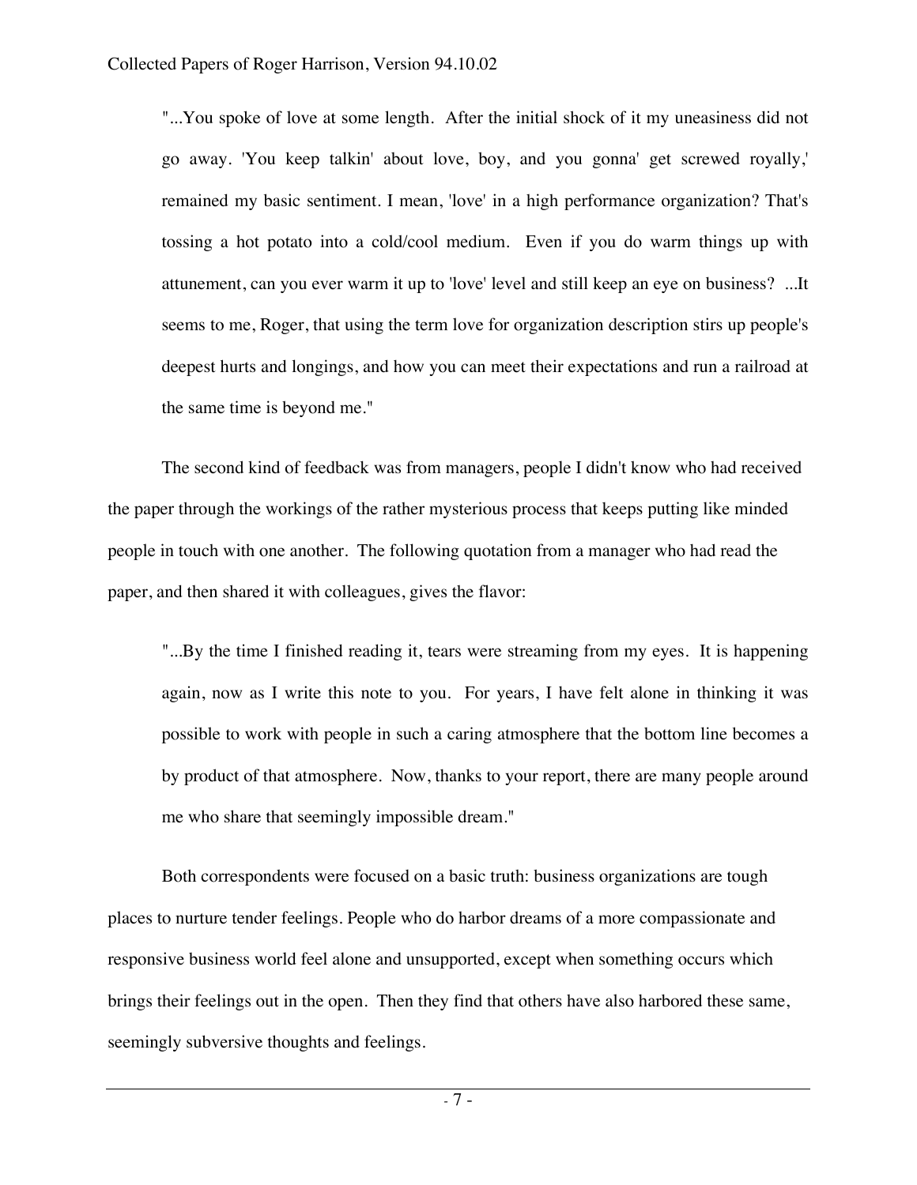> "...You spoke of love at some length. After the initial shock of it my uneasiness did not go away. 'You keep talkin' about love, boy, and you gonna' get screwed royally,' remained my basic sentiment. I mean, 'love' in a high performance organization? That's tossing a hot potato into a cold/cool medium. Even if you do warm things up with attunement, can you ever warm it up to 'love' level and still keep an eye on business? ...It seems to me, Roger, that using the term love for organization description stirs up people's deepest hurts and longings, and how you can meet their expectations and run a railroad at the same time is beyond me."

The second kind of feedback was from managers, people I didn't know who had received the paper through the workings of the rather mysterious process that keeps putting like minded people in touch with one another. The following quotation from a manager who had read the paper, and then shared it with colleagues, gives the flavor:

> "...By the time I finished reading it, tears were streaming from my eyes. It is happening again, now as I write this note to you. For years, I have felt alone in thinking it was possible to work with people in such a caring atmosphere that the bottom line becomes a by product of that atmosphere. Now, thanks to your report, there are many people around me who share that seemingly impossible dream."

Both correspondents were focused on a basic truth: business organizations are tough places to nurture tender feelings. People who do harbor dreams of a more compassionate and responsive business world feel alone and unsupported, except when something occurs which brings their feelings out in the open. Then they find that others have also harbored these same, seemingly subversive thoughts and feelings.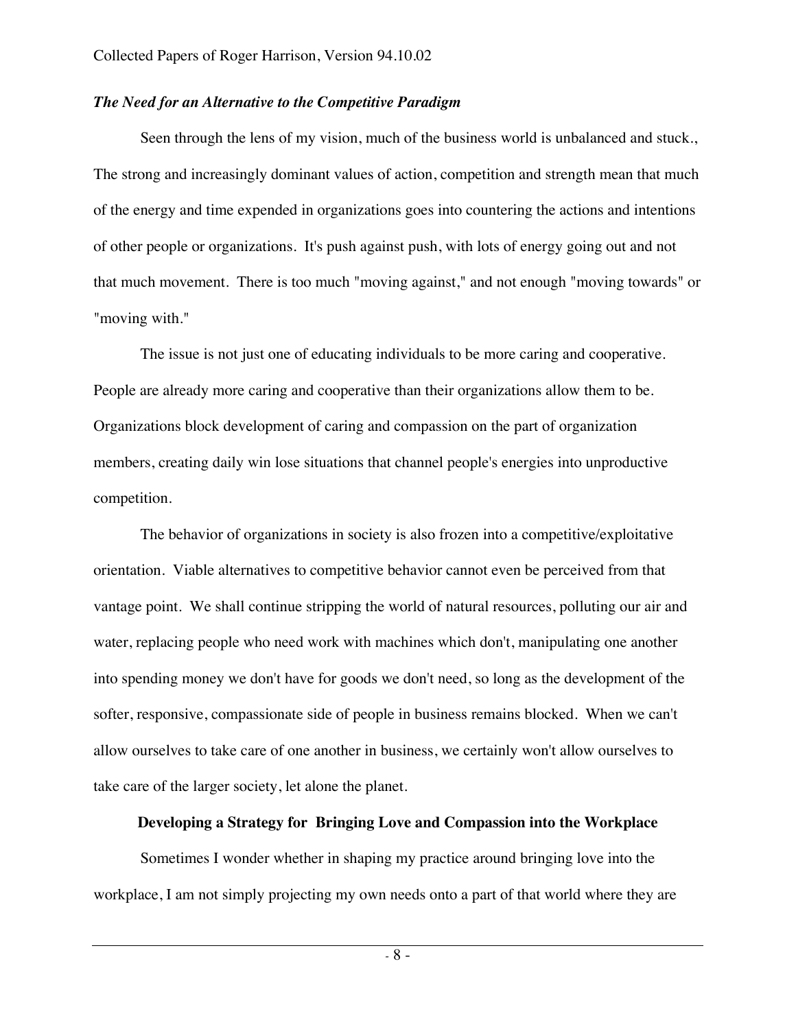### *The Need for an Alternative to the Competitive Paradigm*

Seen through the lens of my vision, much of the business world is unbalanced and stuck., The strong and increasingly dominant values of action, competition and strength mean that much of the energy and time expended in organizations goes into countering the actions and intentions of other people or organizations. It's push against push, with lots of energy going out and not that much movement. There is too much "moving against," and not enough "moving towards" or "moving with."

The issue is not just one of educating individuals to be more caring and cooperative. People are already more caring and cooperative than their organizations allow them to be. Organizations block development of caring and compassion on the part of organization members, creating daily win lose situations that channel people's energies into unproductive competition.

The behavior of organizations in society is also frozen into a competitive/exploitative orientation. Viable alternatives to competitive behavior cannot even be perceived from that vantage point. We shall continue stripping the world of natural resources, polluting our air and water, replacing people who need work with machines which don't, manipulating one another into spending money we don't have for goods we don't need, so long as the development of the softer, responsive, compassionate side of people in business remains blocked. When we can't allow ourselves to take care of one another in business, we certainly won't allow ourselves to take care of the larger society, let alone the planet.

## Developing a Strategy for Bringing Love and Compassion into the Workplace

Sometimes I wonder whether in shaping my practice around bringing love into the workplace, I am not simply projecting my own needs onto a part of that world where they are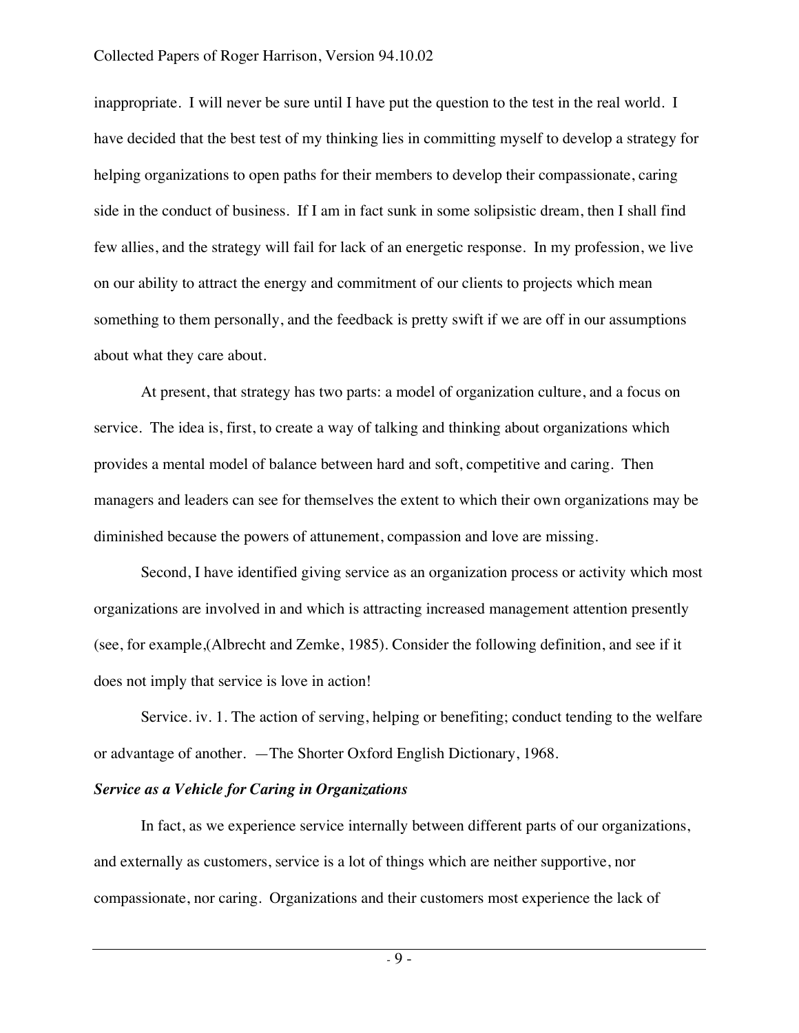inappropriate. I will never be sure until I have put the question to the test in the real world. I have decided that the best test of my thinking lies in committing myself to develop a strategy for helping organizations to open paths for their members to develop their compassionate, caring side in the conduct of business. If I am in fact sunk in some solipsistic dream, then I shall find few allies, and the strategy will fail for lack of an energetic response. In my profession, we live on our ability to attract the energy and commitment of our clients to projects which mean something to them personally, and the feedback is pretty swift if we are off in our assumptions about what they care about.

At present, that strategy has two parts: a model of organization culture, and a focus on service. The idea is, first, to create a way of talking and thinking about organizations which provides a mental model of balance between hard and soft, competitive and caring. Then managers and leaders can see for themselves the extent to which their own organizations may be diminished because the powers of attunement, compassion and love are missing.

Second, I have identified giving service as an organization process or activity which most organizations are involved in and which is attracting increased management attention presently (see, for example,(Albrecht and Zemke, 1985). Consider the following definition, and see if it does not imply that service is love in action!

Service. iv. 1. The action of serving, helping or benefiting; conduct tending to the welfare or advantage of another. —The Shorter Oxford English Dictionary, 1968.

### *Service as a Vehicle for Caring in Organizations*

In fact, as we experience service internally between different parts of our organizations, and externally as customers, service is a lot of things which are neither supportive, nor compassionate, nor caring. Organizations and their customers most experience the lack of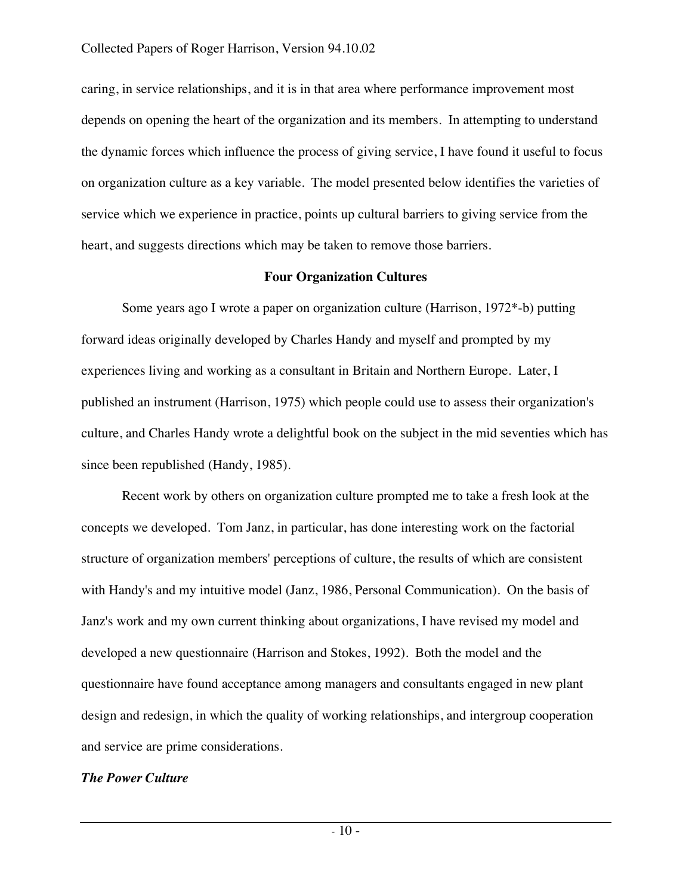caring, in service relationships, and it is in that area where performance improvement most depends on opening the heart of the organization and its members. In attempting to understand the dynamic forces which influence the process of giving service, I have found it useful to focus on organization culture as a key variable. The model presented below identifies the varieties of service which we experience in practice, points up cultural barriers to giving service from the heart, and suggests directions which may be taken to remove those barriers.

## Four Organization Cultures

Some years ago I wrote a paper on organization culture (Harrison, 1972*-b) putting forward ideas originally developed by Charles Handy and myself and prompted by my experiences living and working as a consultant in Britain and Northern Europe. Later, I published an instrument (Harrison, 1975) which people could use to assess their organization's culture, and Charles Handy wrote a delightful book on the subject in the mid seventies which has since been republished (Handy, 1985).

Recent work by others on organization culture prompted me to take a fresh look at the concepts we developed. Tom Janz, in particular, has done interesting work on the factorial structure of organization members' perceptions of culture, the results of which are consistent with Handy's and my intuitive model (Janz, 1986, Personal Communication). On the basis of Janz's work and my own current thinking about organizations, I have revised my model and developed a new questionnaire (Harrison and Stokes, 1992). Both the model and the questionnaire have found acceptance among managers and consultants engaged in new plant design and redesign, in which the quality of working relationships, and intergroup cooperation and service are prime considerations.

### *The Power Culture*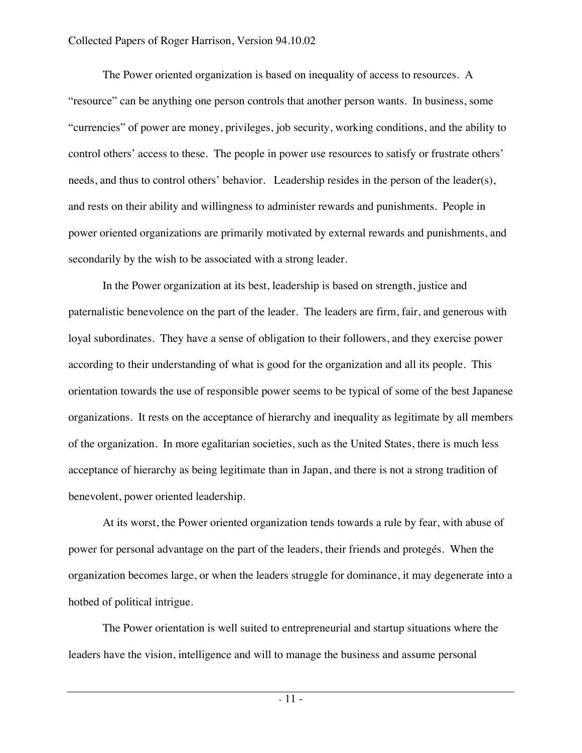The Power oriented organization is based on inequality of access to resources. A "resource" can be anything one person controls that another person wants. In business, some "currencies" of power are money, privileges, job security, working conditions, and the ability to control others' access to these. The people in power use resources to satisfy or frustrate others' needs, and thus to control others' behavior. Leadership resides in the person of the leader(s), and rests on their ability and willingness to administer rewards and punishments. People in power oriented organizations are primarily motivated by external rewards and punishments, and secondarily by the wish to be associated with a strong leader.

In the Power organization at its best, leadership is based on strength, justice and paternalistic benevolence on the part of the leader. The leaders are firm, fair, and generous with loyal subordinates. They have a sense of obligation to their followers, and they exercise power according to their understanding of what is good for the organization and all its people. This orientation towards the use of responsible power seems to be typical of some of the best Japanese organizations. It rests on the acceptance of hierarchy and inequality as legitimate by all members of the organization. In more egalitarian societies, such as the United States, there is much less acceptance of hierarchy as being legitimate than in Japan, and there is not a strong tradition of benevolent, power oriented leadership.

At its worst, the Power oriented organization tends towards a rule by fear, with abuse of power for personal advantage on the part of the leaders, their friends and protegés. When the organization becomes large, or when the leaders struggle for dominance, it may degenerate into a hotbed of political intrigue.

The Power orientation is well suited to entrepreneurial and startup situations where the leaders have the vision, intelligence and will to manage the business and assume personal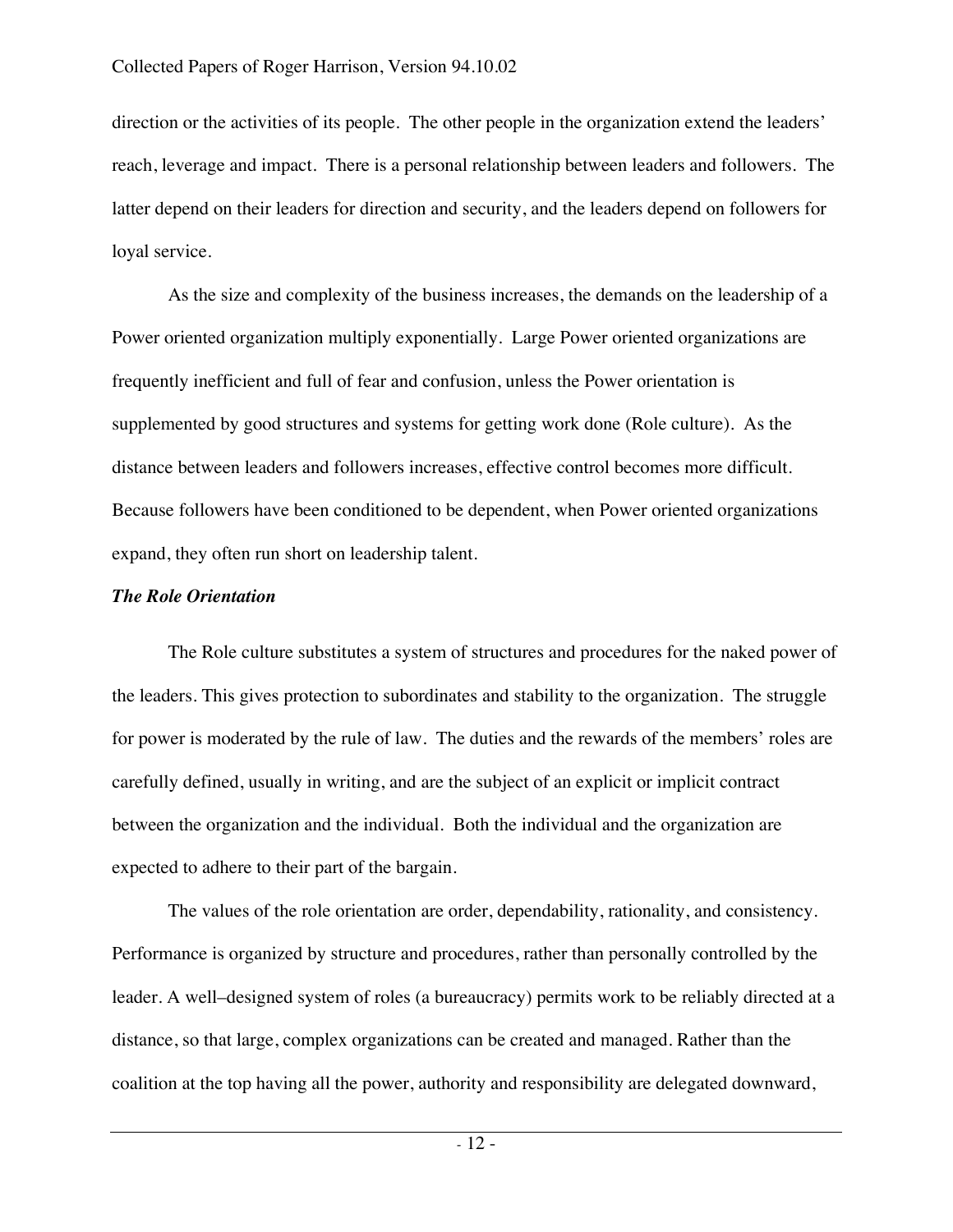direction or the activities of its people. The other people in the organization extend the leaders' reach, leverage and impact. There is a personal relationship between leaders and followers. The latter depend on their leaders for direction and security, and the leaders depend on followers for loyal service.

As the size and complexity of the business increases, the demands on the leadership of a Power oriented organization multiply exponentially. Large Power oriented organizations are frequently inefficient and full of fear and confusion, unless the Power orientation is supplemented by good structures and systems for getting work done (Role culture). As the distance between leaders and followers increases, effective control becomes more difficult. Because followers have been conditioned to be dependent, when Power oriented organizations expand, they often run short on leadership talent.

***The Role Orientation***

The Role culture substitutes a system of structures and procedures for the naked power of the leaders. This gives protection to subordinates and stability to the organization. The struggle for power is moderated by the rule of law. The duties and the rewards of the members' roles are carefully defined, usually in writing, and are the subject of an explicit or implicit contract between the organization and the individual. Both the individual and the organization are expected to adhere to their part of the bargain.

The values of the role orientation are order, dependability, rationality, and consistency. Performance is organized by structure and procedures, rather than personally controlled by the leader. A well–designed system of roles (a bureaucracy) permits work to be reliably directed at a distance, so that large, complex organizations can be created and managed. Rather than the coalition at the top having all the power, authority and responsibility are delegated downward,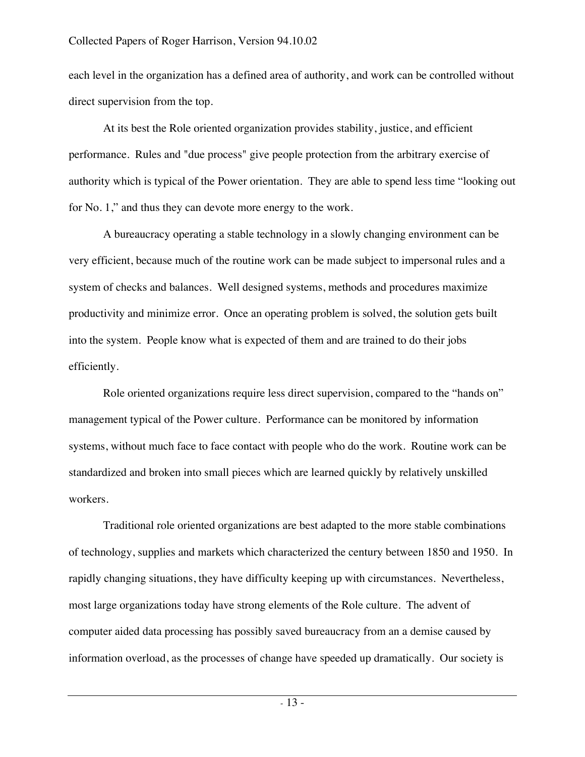each level in the organization has a defined area of authority, and work can be controlled without direct supervision from the top.

At its best the Role oriented organization provides stability, justice, and efficient performance. Rules and "due process" give people protection from the arbitrary exercise of authority which is typical of the Power orientation. They are able to spend less time “looking out for No. 1,” and thus they can devote more energy to the work.

A bureaucracy operating a stable technology in a slowly changing environment can be very efficient, because much of the routine work can be made subject to impersonal rules and a system of checks and balances. Well designed systems, methods and procedures maximize productivity and minimize error. Once an operating problem is solved, the solution gets built into the system. People know what is expected of them and are trained to do their jobs efficiently.

Role oriented organizations require less direct supervision, compared to the “hands on” management typical of the Power culture. Performance can be monitored by information systems, without much face to face contact with people who do the work. Routine work can be standardized and broken into small pieces which are learned quickly by relatively unskilled workers.

Traditional role oriented organizations are best adapted to the more stable combinations of technology, supplies and markets which characterized the century between 1850 and 1950. In rapidly changing situations, they have difficulty keeping up with circumstances. Nevertheless, most large organizations today have strong elements of the Role culture. The advent of computer aided data processing has possibly saved bureaucracy from an a demise caused by information overload, as the processes of change have speeded up dramatically. Our society is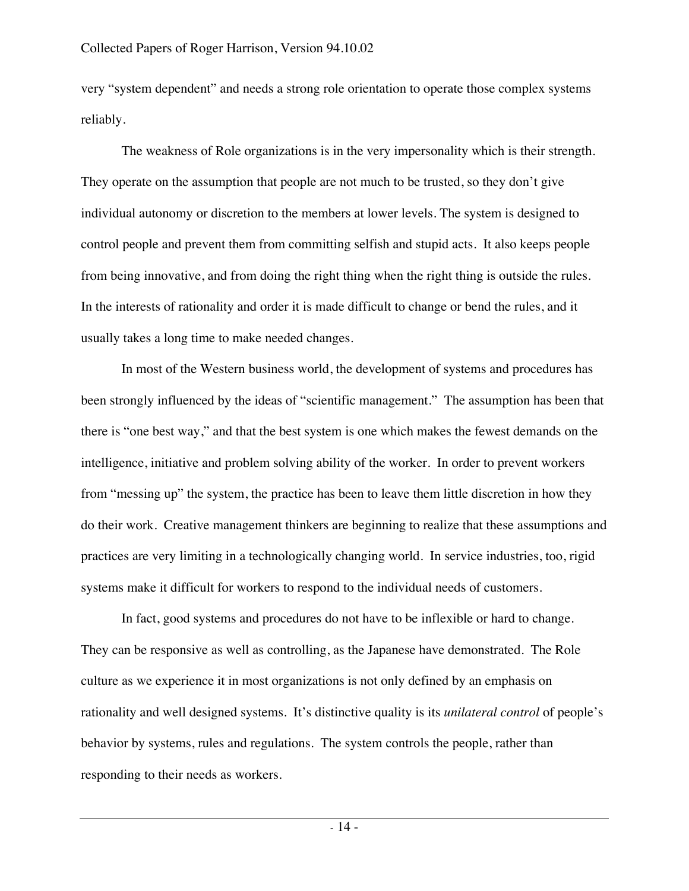very "system dependent" and needs a strong role orientation to operate those complex systems reliably.

The weakness of Role organizations is in the very impersonality which is their strength. They operate on the assumption that people are not much to be trusted, so they don't give individual autonomy or discretion to the members at lower levels. The system is designed to control people and prevent them from committing selfish and stupid acts. It also keeps people from being innovative, and from doing the right thing when the right thing is outside the rules. In the interests of rationality and order it is made difficult to change or bend the rules, and it usually takes a long time to make needed changes.

In most of the Western business world, the development of systems and procedures has been strongly influenced by the ideas of "scientific management." The assumption has been that there is "one best way," and that the best system is one which makes the fewest demands on the intelligence, initiative and problem solving ability of the worker. In order to prevent workers from "messing up" the system, the practice has been to leave them little discretion in how they do their work. Creative management thinkers are beginning to realize that these assumptions and practices are very limiting in a technologically changing world. In service industries, too, rigid systems make it difficult for workers to respond to the individual needs of customers.

In fact, good systems and procedures do not have to be inflexible or hard to change. They can be responsive as well as controlling, as the Japanese have demonstrated. The Role culture as we experience it in most organizations is not only defined by an emphasis on rationality and well designed systems. It's distinctive quality is its *unilateral control* of people's behavior by systems, rules and regulations. The system controls the people, rather than responding to their needs as workers.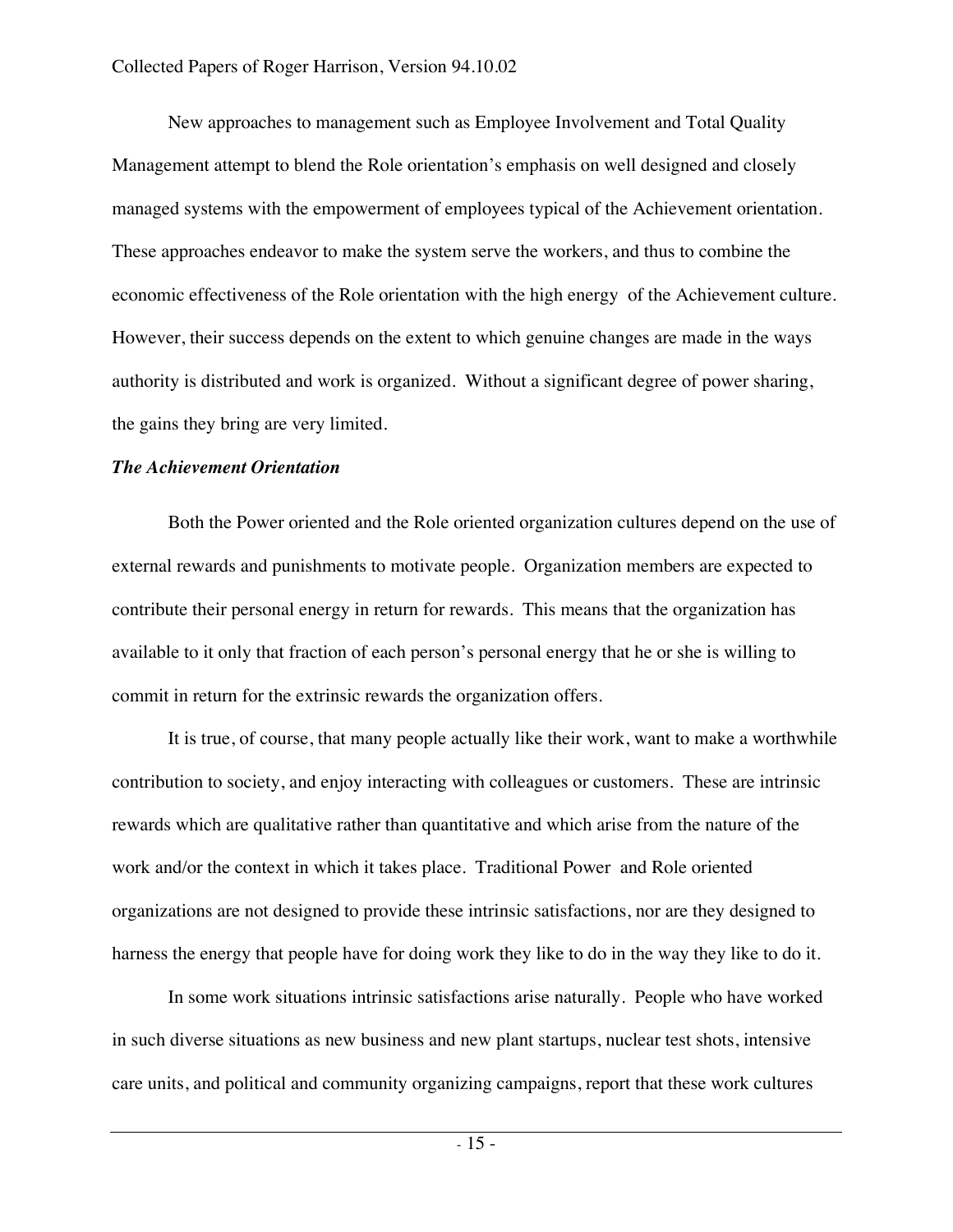New approaches to management such as Employee Involvement and Total Quality Management attempt to blend the Role orientation's emphasis on well designed and closely managed systems with the empowerment of employees typical of the Achievement orientation. These approaches endeavor to make the system serve the workers, and thus to combine the economic effectiveness of the Role orientation with the high energy of the Achievement culture. However, their success depends on the extent to which genuine changes are made in the ways authority is distributed and work is organized. Without a significant degree of power sharing, the gains they bring are very limited.

***The Achievement Orientation***

Both the Power oriented and the Role oriented organization cultures depend on the use of external rewards and punishments to motivate people. Organization members are expected to contribute their personal energy in return for rewards. This means that the organization has available to it only that fraction of each person's personal energy that he or she is willing to commit in return for the extrinsic rewards the organization offers.

It is true, of course, that many people actually like their work, want to make a worthwhile contribution to society, and enjoy interacting with colleagues or customers. These are intrinsic rewards which are qualitative rather than quantitative and which arise from the nature of the work and/or the context in which it takes place. Traditional Power and Role oriented organizations are not designed to provide these intrinsic satisfactions, nor are they designed to harness the energy that people have for doing work they like to do in the way they like to do it.

In some work situations intrinsic satisfactions arise naturally. People who have worked in such diverse situations as new business and new plant startups, nuclear test shots, intensive care units, and political and community organizing campaigns, report that these work cultures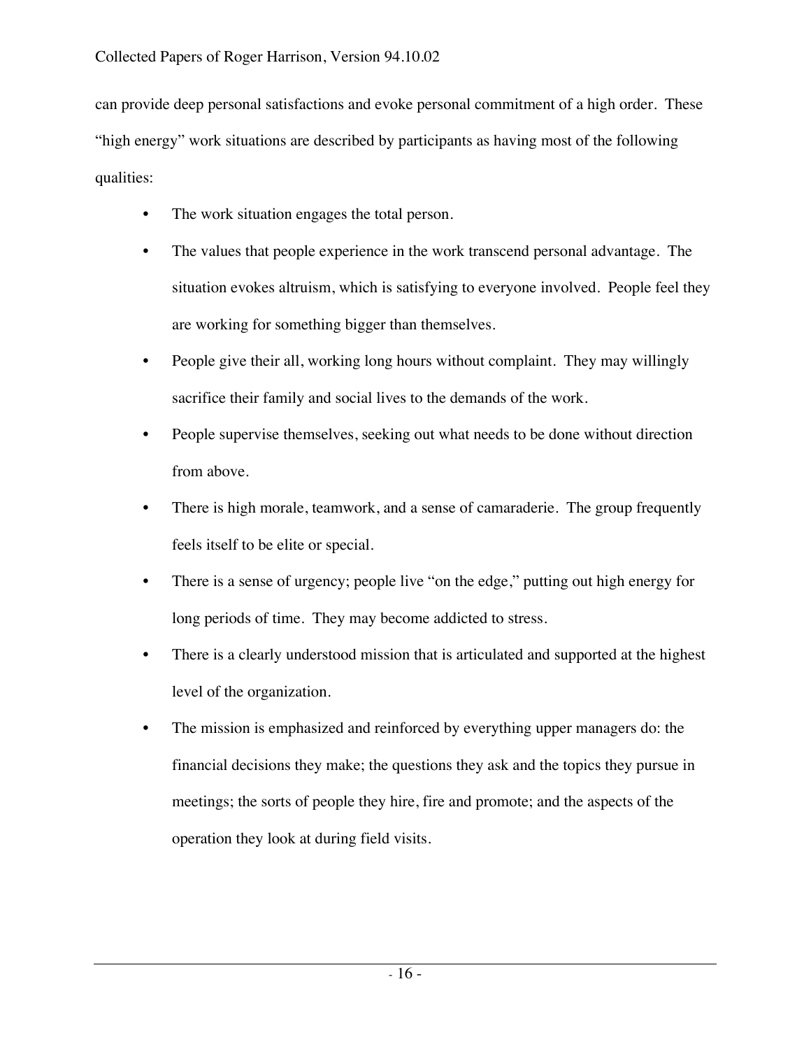can provide deep personal satisfactions and evoke personal commitment of a high order. These "high energy" work situations are described by participants as having most of the following qualities:

- The work situation engages the total person.
- The values that people experience in the work transcend personal advantage. The situation evokes altruism, which is satisfying to everyone involved. People feel they are working for something bigger than themselves.
- People give their all, working long hours without complaint. They may willingly sacrifice their family and social lives to the demands of the work.
- People supervise themselves, seeking out what needs to be done without direction from above.
- There is high morale, teamwork, and a sense of camaraderie. The group frequently feels itself to be elite or special.
- There is a sense of urgency; people live "on the edge," putting out high energy for long periods of time. They may become addicted to stress.
- There is a clearly understood mission that is articulated and supported at the highest level of the organization.
- The mission is emphasized and reinforced by everything upper managers do: the financial decisions they make; the questions they ask and the topics they pursue in meetings; the sorts of people they hire, fire and promote; and the aspects of the operation they look at during field visits.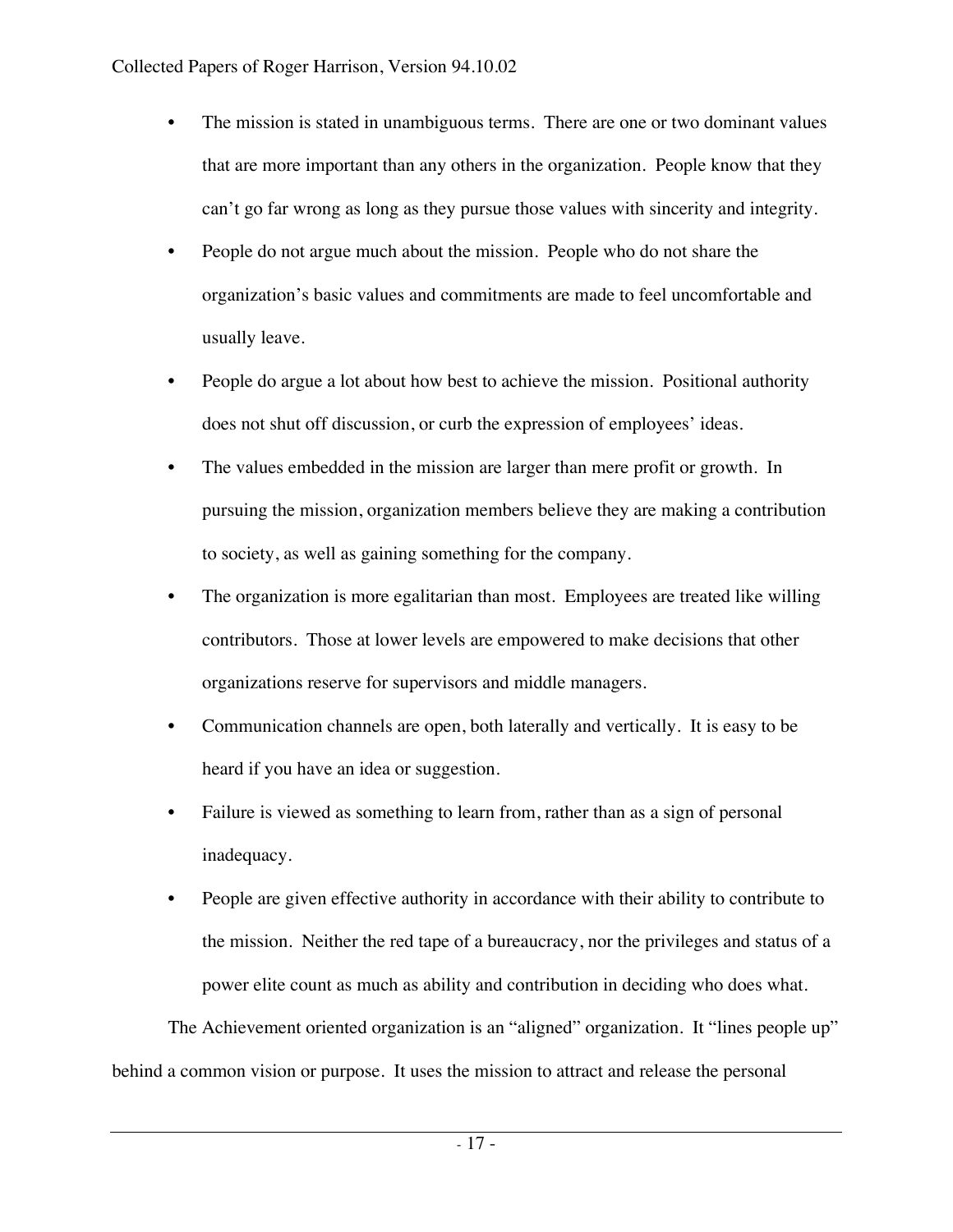- The mission is stated in unambiguous terms. There are one or two dominant values that are more important than any others in the organization. People know that they can't go far wrong as long as they pursue those values with sincerity and integrity.
- People do not argue much about the mission. People who do not share the organization's basic values and commitments are made to feel uncomfortable and usually leave.
- People do argue a lot about how best to achieve the mission. Positional authority does not shut off discussion, or curb the expression of employees' ideas.
- The values embedded in the mission are larger than mere profit or growth. In pursuing the mission, organization members believe they are making a contribution to society, as well as gaining something for the company.
- The organization is more egalitarian than most. Employees are treated like willing contributors. Those at lower levels are empowered to make decisions that other organizations reserve for supervisors and middle managers.
- Communication channels are open, both laterally and vertically. It is easy to be heard if you have an idea or suggestion.
- Failure is viewed as something to learn from, rather than as a sign of personal inadequacy.
- People are given effective authority in accordance with their ability to contribute to the mission. Neither the red tape of a bureaucracy, nor the privileges and status of a power elite count as much as ability and contribution in deciding who does what.

The Achievement oriented organization is an "aligned" organization. It "lines people up" behind a common vision or purpose. It uses the mission to attract and release the personal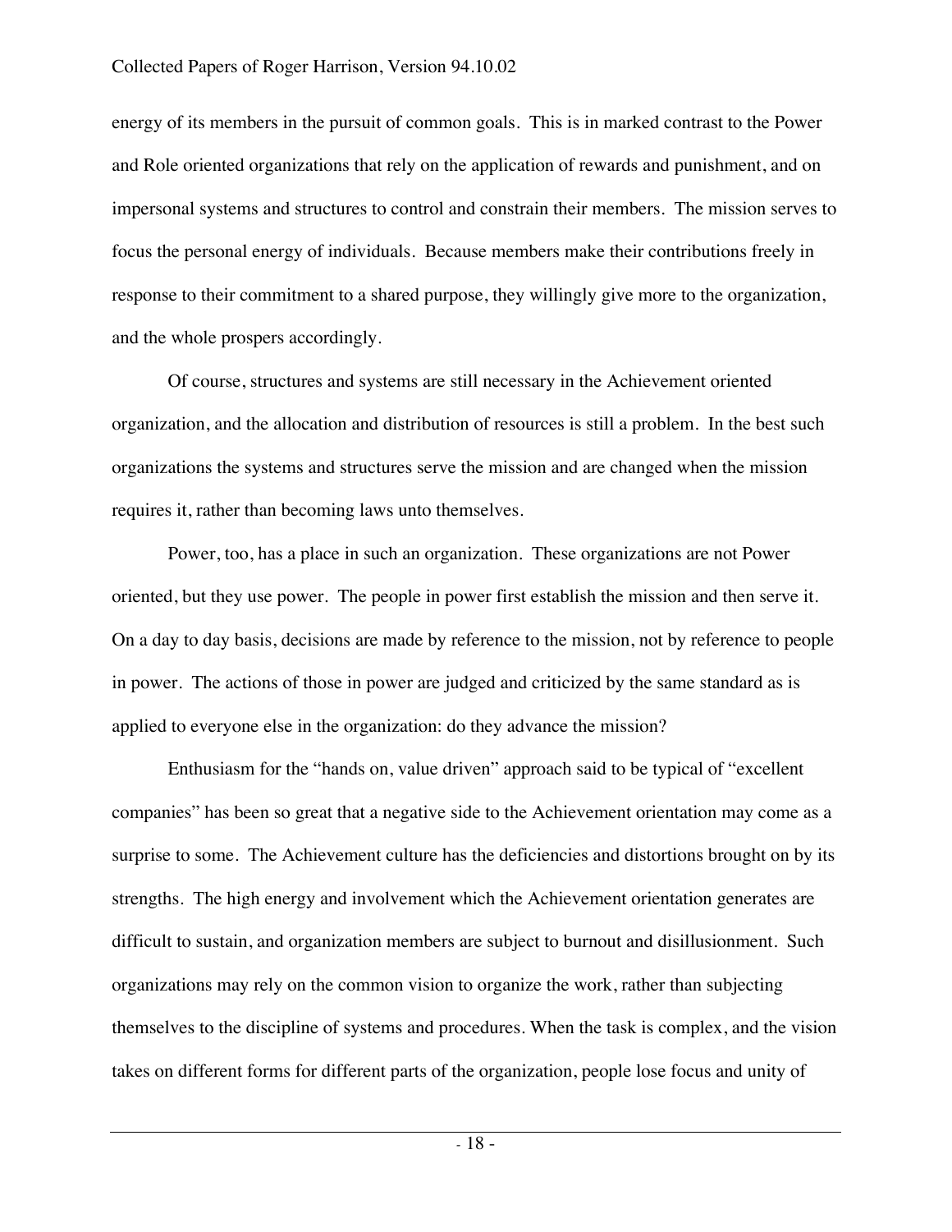energy of its members in the pursuit of common goals. This is in marked contrast to the Power and Role oriented organizations that rely on the application of rewards and punishment, and on impersonal systems and structures to control and constrain their members. The mission serves to focus the personal energy of individuals. Because members make their contributions freely in response to their commitment to a shared purpose, they willingly give more to the organization, and the whole prospers accordingly.

Of course, structures and systems are still necessary in the Achievement oriented organization, and the allocation and distribution of resources is still a problem. In the best such organizations the systems and structures serve the mission and are changed when the mission requires it, rather than becoming laws unto themselves.

Power, too, has a place in such an organization. These organizations are not Power oriented, but they use power. The people in power first establish the mission and then serve it. On a day to day basis, decisions are made by reference to the mission, not by reference to people in power. The actions of those in power are judged and criticized by the same standard as is applied to everyone else in the organization: do they advance the mission?

Enthusiasm for the "hands on, value driven" approach said to be typical of "excellent companies" has been so great that a negative side to the Achievement orientation may come as a surprise to some. The Achievement culture has the deficiencies and distortions brought on by its strengths. The high energy and involvement which the Achievement orientation generates are difficult to sustain, and organization members are subject to burnout and disillusionment. Such organizations may rely on the common vision to organize the work, rather than subjecting themselves to the discipline of systems and procedures. When the task is complex, and the vision takes on different forms for different parts of the organization, people lose focus and unity of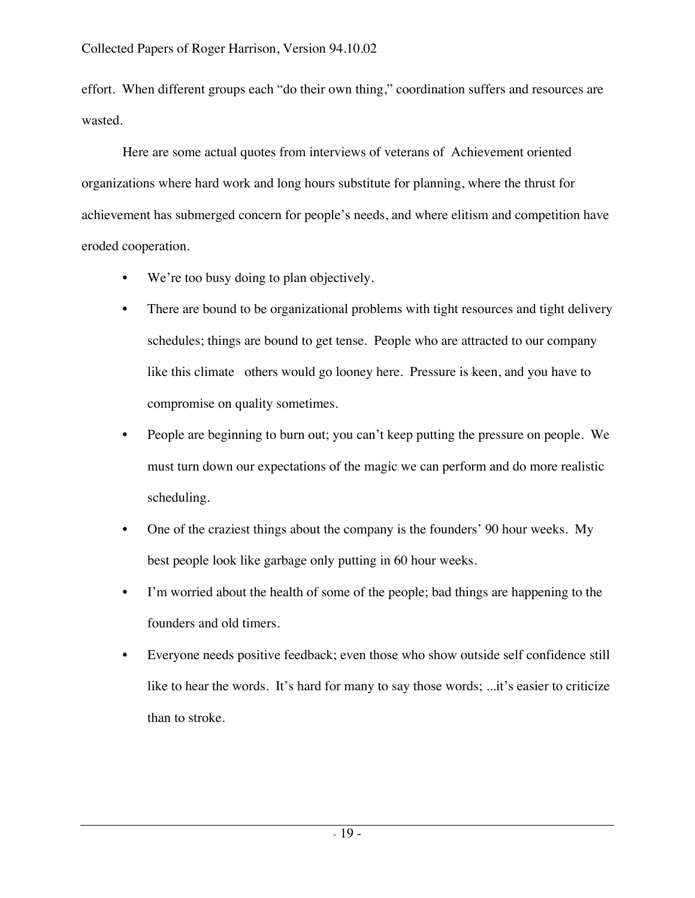effort. When different groups each "do their own thing," coordination suffers and resources are wasted.

Here are some actual quotes from interviews of veterans of Achievement oriented organizations where hard work and long hours substitute for planning, where the thrust for achievement has submerged concern for people's needs, and where elitism and competition have eroded cooperation.

- We're too busy doing to plan objectively.
- There are bound to be organizational problems with tight resources and tight delivery schedules; things are bound to get tense. People who are attracted to our company like this climate others would go looney here. Pressure is keen, and you have to compromise on quality sometimes.
- People are beginning to burn out; you can't keep putting the pressure on people. We must turn down our expectations of the magic we can perform and do more realistic scheduling.
- One of the craziest things about the company is the founders' 90 hour weeks. My best people look like garbage only putting in 60 hour weeks.
- I'm worried about the health of some of the people; bad things are happening to the founders and old timers.
- Everyone needs positive feedback; even those who show outside self confidence still like to hear the words. It's hard for many to say those words; ...it's easier to criticize than to stroke.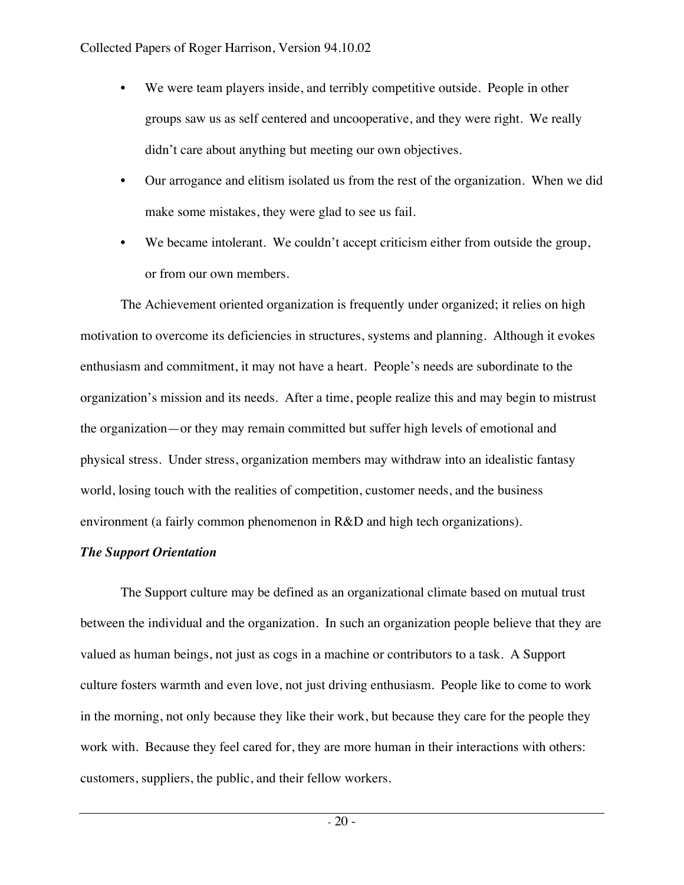- We were team players inside, and terribly competitive outside. People in other groups saw us as self centered and uncooperative, and they were right. We really didn't care about anything but meeting our own objectives.
- Our arrogance and elitism isolated us from the rest of the organization. When we did make some mistakes, they were glad to see us fail.
- We became intolerant. We couldn't accept criticism either from outside the group, or from our own members.

The Achievement oriented organization is frequently under organized; it relies on high motivation to overcome its deficiencies in structures, systems and planning. Although it evokes enthusiasm and commitment, it may not have a heart. People's needs are subordinate to the organization's mission and its needs. After a time, people realize this and may begin to mistrust the organization—or they may remain committed but suffer high levels of emotional and physical stress. Under stress, organization members may withdraw into an idealistic fantasy world, losing touch with the realities of competition, customer needs, and the business environment (a fairly common phenomenon in R&D and high tech organizations).

***The Support Orientation***

The Support culture may be defined as an organizational climate based on mutual trust between the individual and the organization. In such an organization people believe that they are valued as human beings, not just as cogs in a machine or contributors to a task. A Support culture fosters warmth and even love, not just driving enthusiasm. People like to come to work in the morning, not only because they like their work, but because they care for the people they work with. Because they feel cared for, they are more human in their interactions with others: customers, suppliers, the public, and their fellow workers.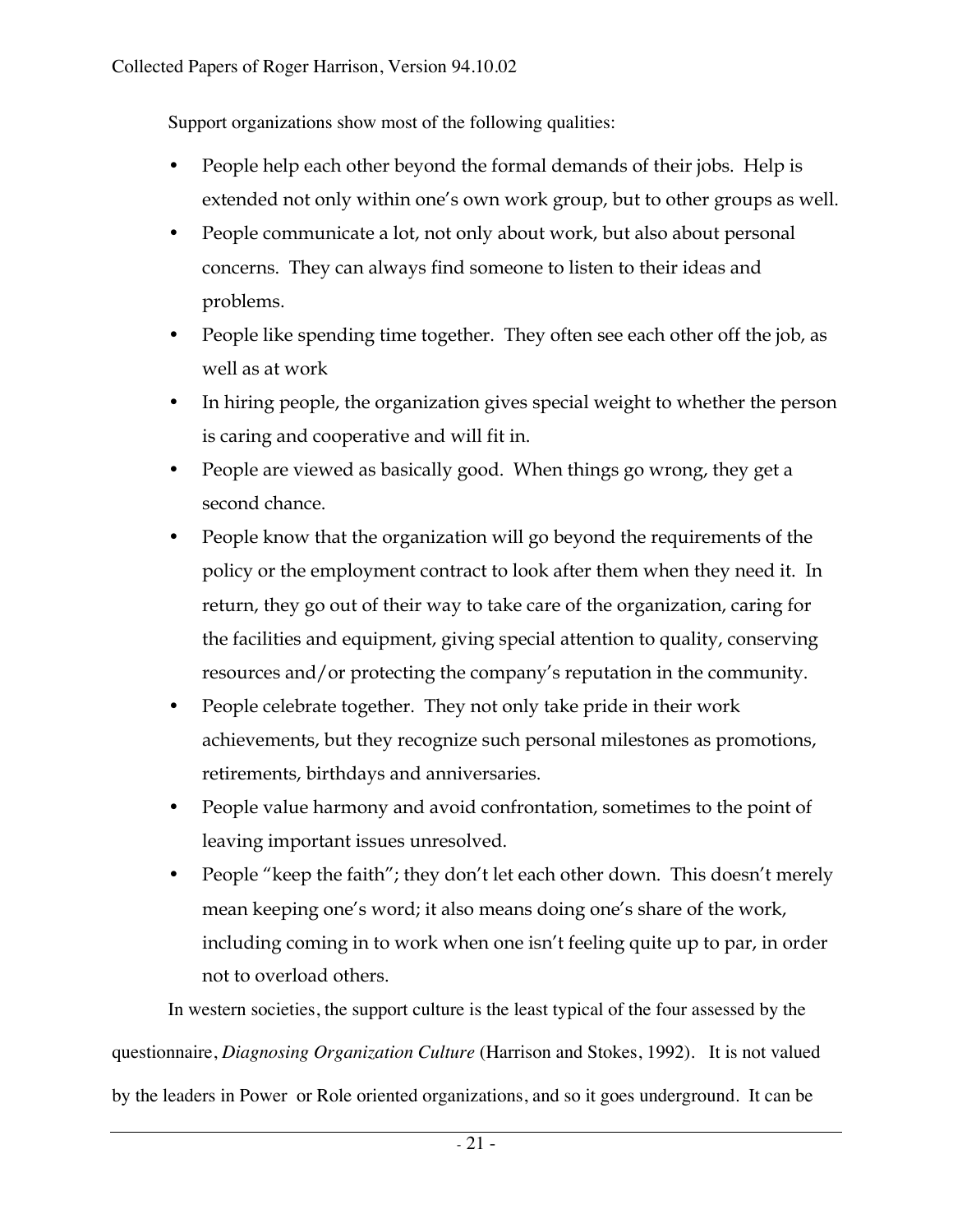Support organizations show most of the following qualities:

- People help each other beyond the formal demands of their jobs. Help is extended not only within one's own work group, but to other groups as well.
- People communicate a lot, not only about work, but also about personal concerns. They can always find someone to listen to their ideas and problems.
- People like spending time together. They often see each other off the job, as well as at work
- In hiring people, the organization gives special weight to whether the person is caring and cooperative and will fit in.
- People are viewed as basically good. When things go wrong, they get a second chance.
- People know that the organization will go beyond the requirements of the policy or the employment contract to look after them when they need it. In return, they go out of their way to take care of the organization, caring for the facilities and equipment, giving special attention to quality, conserving resources and/or protecting the company's reputation in the community.
- People celebrate together. They not only take pride in their work achievements, but they recognize such personal milestones as promotions, retirements, birthdays and anniversaries.
- People value harmony and avoid confrontation, sometimes to the point of leaving important issues unresolved.
- People "keep the faith"; they don't let each other down. This doesn't merely mean keeping one's word; it also means doing one's share of the work, including coming in to work when one isn't feeling quite up to par, in order not to overload others.

In western societies, the support culture is the least typical of the four assessed by the questionnaire, *Diagnosing Organization Culture* (Harrison and Stokes, 1992). It is not valued by the leaders in Power or Role oriented organizations, and so it goes underground. It can be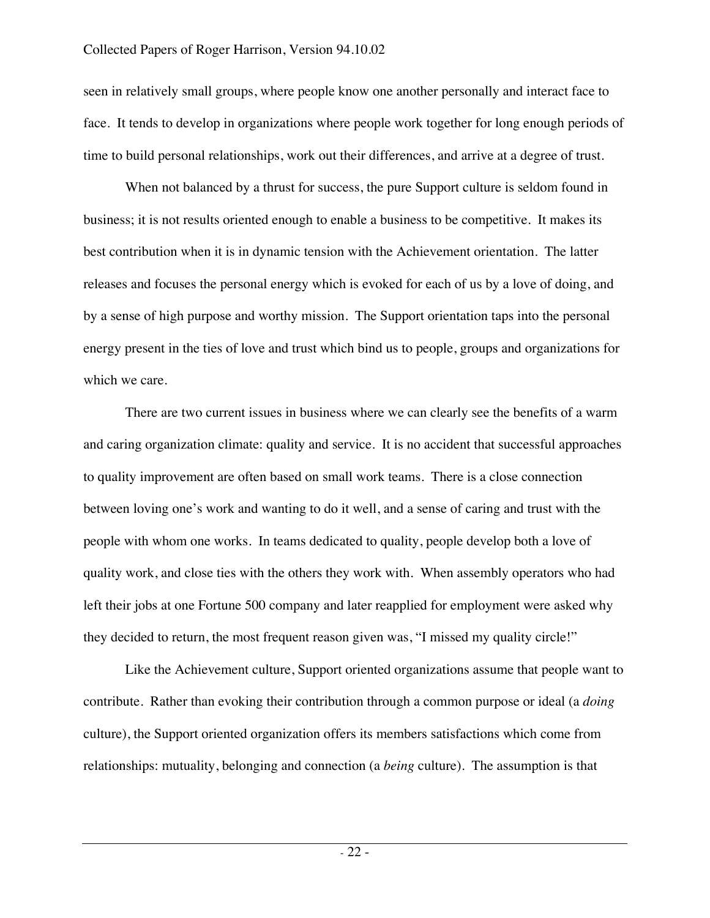seen in relatively small groups, where people know one another personally and interact face to face. It tends to develop in organizations where people work together for long enough periods of time to build personal relationships, work out their differences, and arrive at a degree of trust.

When not balanced by a thrust for success, the pure Support culture is seldom found in business; it is not results oriented enough to enable a business to be competitive. It makes its best contribution when it is in dynamic tension with the Achievement orientation. The latter releases and focuses the personal energy which is evoked for each of us by a love of doing, and by a sense of high purpose and worthy mission. The Support orientation taps into the personal energy present in the ties of love and trust which bind us to people, groups and organizations for which we care.

There are two current issues in business where we can clearly see the benefits of a warm and caring organization climate: quality and service. It is no accident that successful approaches to quality improvement are often based on small work teams. There is a close connection between loving one's work and wanting to do it well, and a sense of caring and trust with the people with whom one works. In teams dedicated to quality, people develop both a love of quality work, and close ties with the others they work with. When assembly operators who had left their jobs at one Fortune 500 company and later reapplied for employment were asked why they decided to return, the most frequent reason given was, "I missed my quality circle!"

Like the Achievement culture, Support oriented organizations assume that people want to contribute. Rather than evoking their contribution through a common purpose or ideal (a *doing* culture), the Support oriented organization offers its members satisfactions which come from relationships: mutuality, belonging and connection (a *being* culture). The assumption is that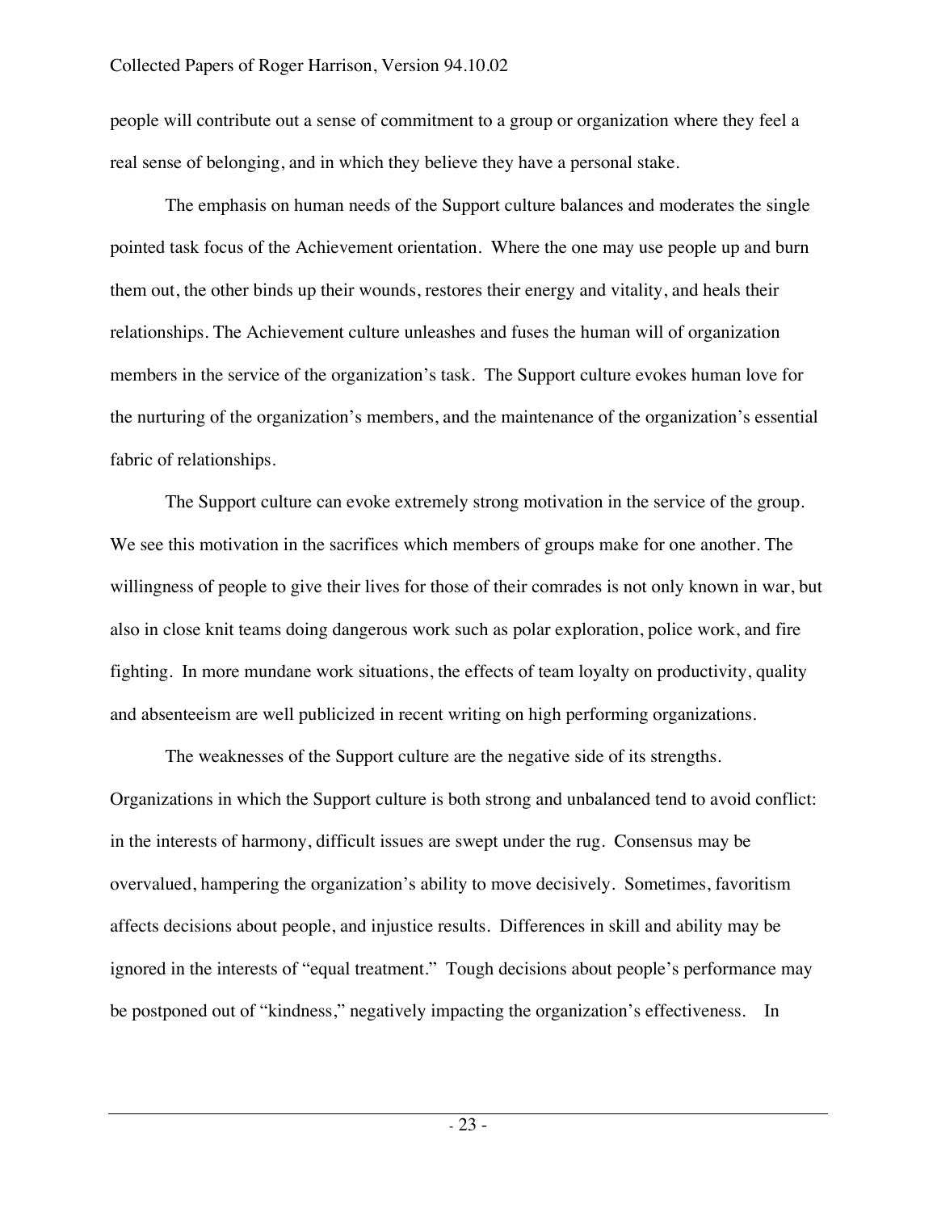people will contribute out a sense of commitment to a group or organization where they feel a real sense of belonging, and in which they believe they have a personal stake.

The emphasis on human needs of the Support culture balances and moderates the single pointed task focus of the Achievement orientation. Where the one may use people up and burn them out, the other binds up their wounds, restores their energy and vitality, and heals their relationships. The Achievement culture unleashes and fuses the human will of organization members in the service of the organization's task. The Support culture evokes human love for the nurturing of the organization's members, and the maintenance of the organization's essential fabric of relationships.

The Support culture can evoke extremely strong motivation in the service of the group. We see this motivation in the sacrifices which members of groups make for one another. The willingness of people to give their lives for those of their comrades is not only known in war, but also in close knit teams doing dangerous work such as polar exploration, police work, and fire fighting. In more mundane work situations, the effects of team loyalty on productivity, quality and absenteeism are well publicized in recent writing on high performing organizations.

The weaknesses of the Support culture are the negative side of its strengths. Organizations in which the Support culture is both strong and unbalanced tend to avoid conflict: in the interests of harmony, difficult issues are swept under the rug. Consensus may be overvalued, hampering the organization's ability to move decisively. Sometimes, favoritism affects decisions about people, and injustice results. Differences in skill and ability may be ignored in the interests of "equal treatment." Tough decisions about people's performance may be postponed out of "kindness," negatively impacting the organization's effectiveness. In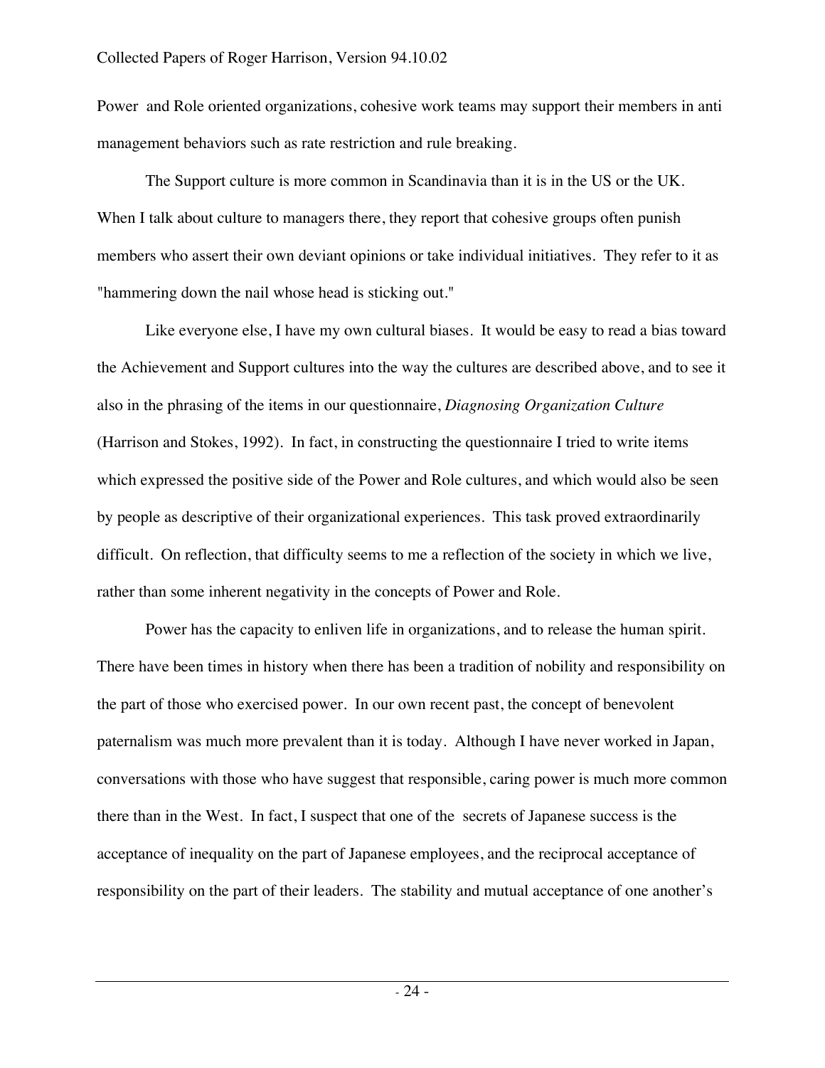Power and Role oriented organizations, cohesive work teams may support their members in anti management behaviors such as rate restriction and rule breaking.

The Support culture is more common in Scandinavia than it is in the US or the UK. When I talk about culture to managers there, they report that cohesive groups often punish members who assert their own deviant opinions or take individual initiatives. They refer to it as "hammering down the nail whose head is sticking out."

Like everyone else, I have my own cultural biases. It would be easy to read a bias toward the Achievement and Support cultures into the way the cultures are described above, and to see it also in the phrasing of the items in our questionnaire, *Diagnosing Organization Culture* (Harrison and Stokes, 1992). In fact, in constructing the questionnaire I tried to write items which expressed the positive side of the Power and Role cultures, and which would also be seen by people as descriptive of their organizational experiences. This task proved extraordinarily difficult. On reflection, that difficulty seems to me a reflection of the society in which we live, rather than some inherent negativity in the concepts of Power and Role.

Power has the capacity to enliven life in organizations, and to release the human spirit. There have been times in history when there has been a tradition of nobility and responsibility on the part of those who exercised power. In our own recent past, the concept of benevolent paternalism was much more prevalent than it is today. Although I have never worked in Japan, conversations with those who have suggest that responsible, caring power is much more common there than in the West. In fact, I suspect that one of the secrets of Japanese success is the acceptance of inequality on the part of Japanese employees, and the reciprocal acceptance of responsibility on the part of their leaders. The stability and mutual acceptance of one another's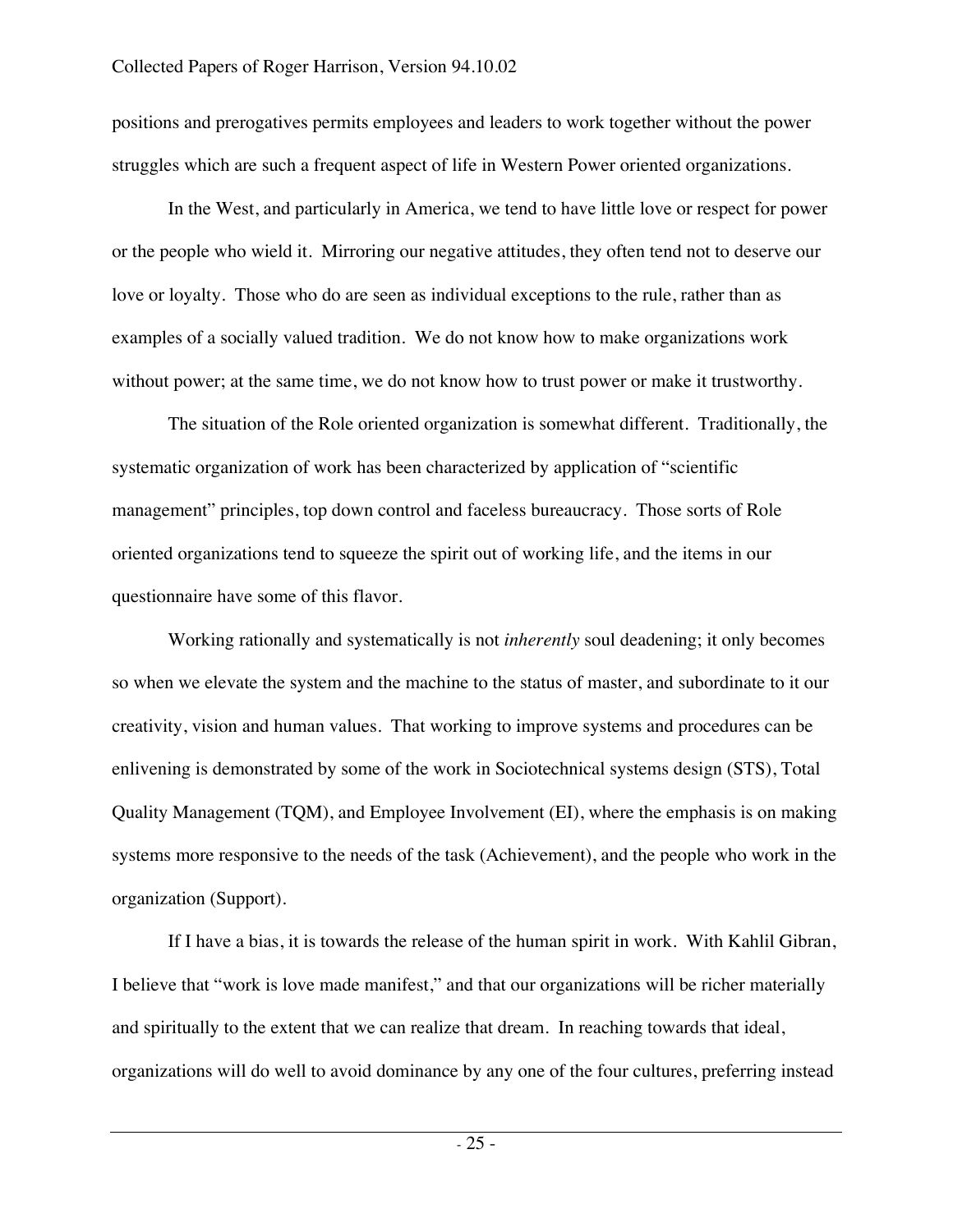positions and prerogatives permits employees and leaders to work together without the power struggles which are such a frequent aspect of life in Western Power oriented organizations.

In the West, and particularly in America, we tend to have little love or respect for power or the people who wield it. Mirroring our negative attitudes, they often tend not to deserve our love or loyalty. Those who do are seen as individual exceptions to the rule, rather than as examples of a socially valued tradition. We do not know how to make organizations work without power; at the same time, we do not know how to trust power or make it trustworthy.

The situation of the Role oriented organization is somewhat different. Traditionally, the systematic organization of work has been characterized by application of "scientific management" principles, top down control and faceless bureaucracy. Those sorts of Role oriented organizations tend to squeeze the spirit out of working life, and the items in our questionnaire have some of this flavor.

Working rationally and systematically is not *inherently* soul deadening; it only becomes so when we elevate the system and the machine to the status of master, and subordinate to it our creativity, vision and human values. That working to improve systems and procedures can be enlivening is demonstrated by some of the work in Sociotechnical systems design (STS), Total Quality Management (TQM), and Employee Involvement (EI), where the emphasis is on making systems more responsive to the needs of the task (Achievement), and the people who work in the organization (Support).

If I have a bias, it is towards the release of the human spirit in work. With Kahlil Gibran, I believe that "work is love made manifest," and that our organizations will be richer materially and spiritually to the extent that we can realize that dream. In reaching towards that ideal, organizations will do well to avoid dominance by any one of the four cultures, preferring instead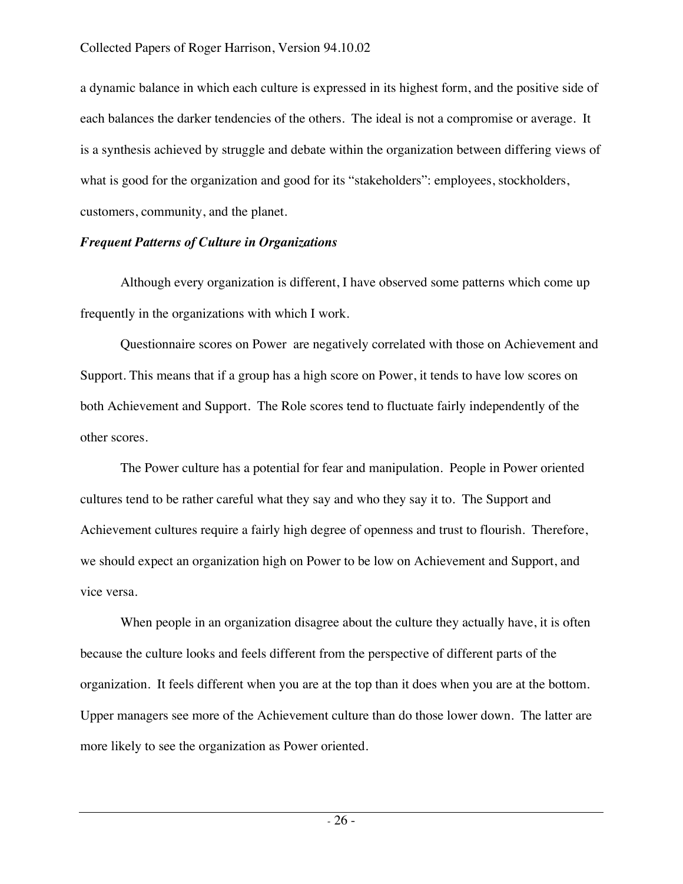a dynamic balance in which each culture is expressed in its highest form, and the positive side of each balances the darker tendencies of the others. The ideal is not a compromise or average. It is a synthesis achieved by struggle and debate within the organization between differing views of what is good for the organization and good for its "stakeholders": employees, stockholders, customers, community, and the planet.

***Frequent Patterns of Culture in Organizations***

Although every organization is different, I have observed some patterns which come up frequently in the organizations with which I work.

Questionnaire scores on Power are negatively correlated with those on Achievement and Support. This means that if a group has a high score on Power, it tends to have low scores on both Achievement and Support. The Role scores tend to fluctuate fairly independently of the other scores.

The Power culture has a potential for fear and manipulation. People in Power oriented cultures tend to be rather careful what they say and who they say it to. The Support and Achievement cultures require a fairly high degree of openness and trust to flourish. Therefore, we should expect an organization high on Power to be low on Achievement and Support, and vice versa.

When people in an organization disagree about the culture they actually have, it is often because the culture looks and feels different from the perspective of different parts of the organization. It feels different when you are at the top than it does when you are at the bottom. Upper managers see more of the Achievement culture than do those lower down. The latter are more likely to see the organization as Power oriented.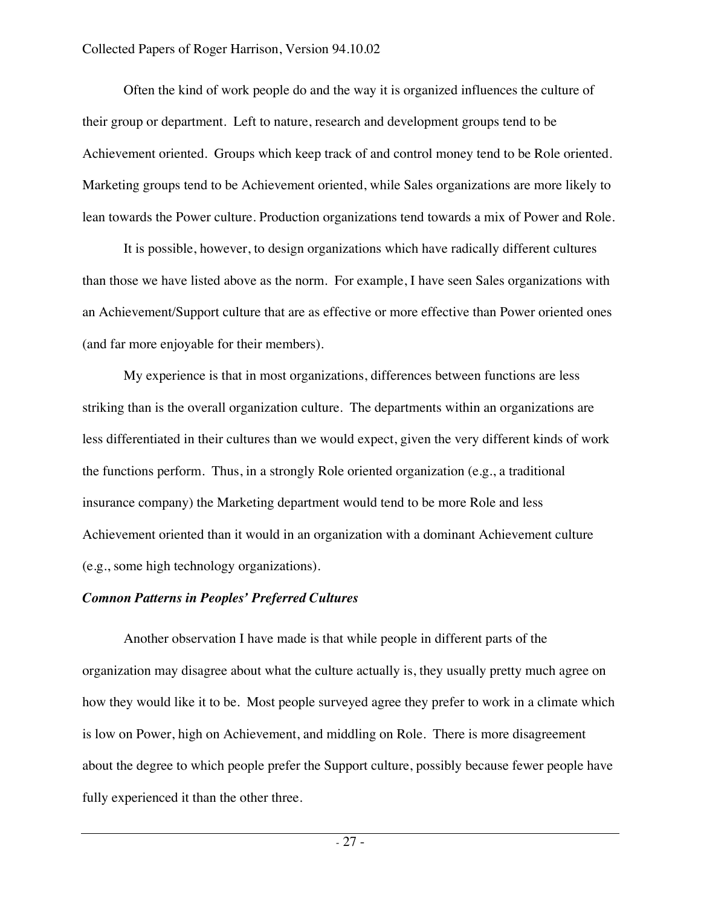Often the kind of work people do and the way it is organized influences the culture of their group or department. Left to nature, research and development groups tend to be Achievement oriented. Groups which keep track of and control money tend to be Role oriented. Marketing groups tend to be Achievement oriented, while Sales organizations are more likely to lean towards the Power culture. Production organizations tend towards a mix of Power and Role.

It is possible, however, to design organizations which have radically different cultures than those we have listed above as the norm. For example, I have seen Sales organizations with an Achievement/Support culture that are as effective or more effective than Power oriented ones (and far more enjoyable for their members).

My experience is that in most organizations, differences between functions are less striking than is the overall organization culture. The departments within an organizations are less differentiated in their cultures than we would expect, given the very different kinds of work the functions perform. Thus, in a strongly Role oriented organization (e.g., a traditional insurance company) the Marketing department would tend to be more Role and less Achievement oriented than it would in an organization with a dominant Achievement culture (e.g., some high technology organizations).

### *Comnon Patterns in Peoples' Preferred Cultures*

Another observation I have made is that while people in different parts of the organization may disagree about what the culture actually is, they usually pretty much agree on how they would like it to be. Most people surveyed agree they prefer to work in a climate which is low on Power, high on Achievement, and middling on Role. There is more disagreement about the degree to which people prefer the Support culture, possibly because fewer people have fully experienced it than the other three.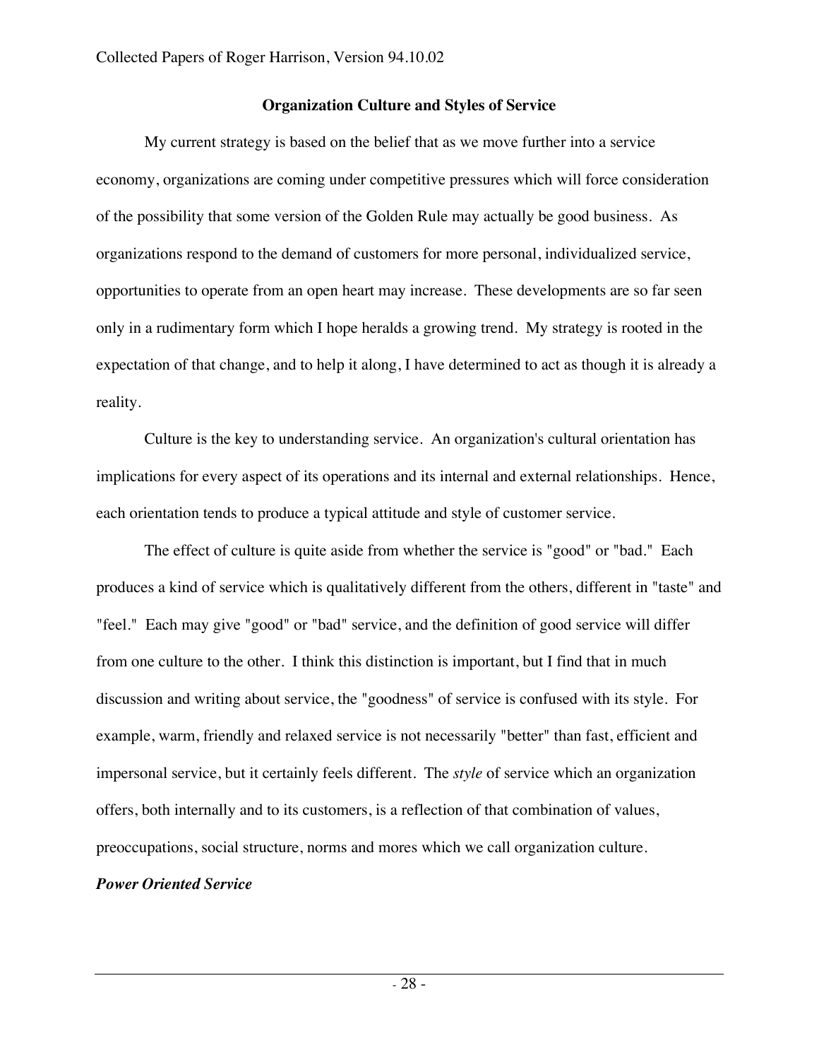## Organization Culture and Styles of Service

My current strategy is based on the belief that as we move further into a service economy, organizations are coming under competitive pressures which will force consideration of the possibility that some version of the Golden Rule may actually be good business. As organizations respond to the demand of customers for more personal, individualized service, opportunities to operate from an open heart may increase. These developments are so far seen only in a rudimentary form which I hope heralds a growing trend. My strategy is rooted in the expectation of that change, and to help it along, I have determined to act as though it is already a reality.

Culture is the key to understanding service. An organization's cultural orientation has implications for every aspect of its operations and its internal and external relationships. Hence, each orientation tends to produce a typical attitude and style of customer service.

The effect of culture is quite aside from whether the service is "good" or "bad." Each produces a kind of service which is qualitatively different from the others, different in "taste" and "feel." Each may give "good" or "bad" service, and the definition of good service will differ from one culture to the other. I think this distinction is important, but I find that in much discussion and writing about service, the "goodness" of service is confused with its style. For example, warm, friendly and relaxed service is not necessarily "better" than fast, efficient and impersonal service, but it certainly feels different. The *style* of service which an organization offers, both internally and to its customers, is a reflection of that combination of values, preoccupations, social structure, norms and mores which we call organization culture.

### *Power Oriented Service*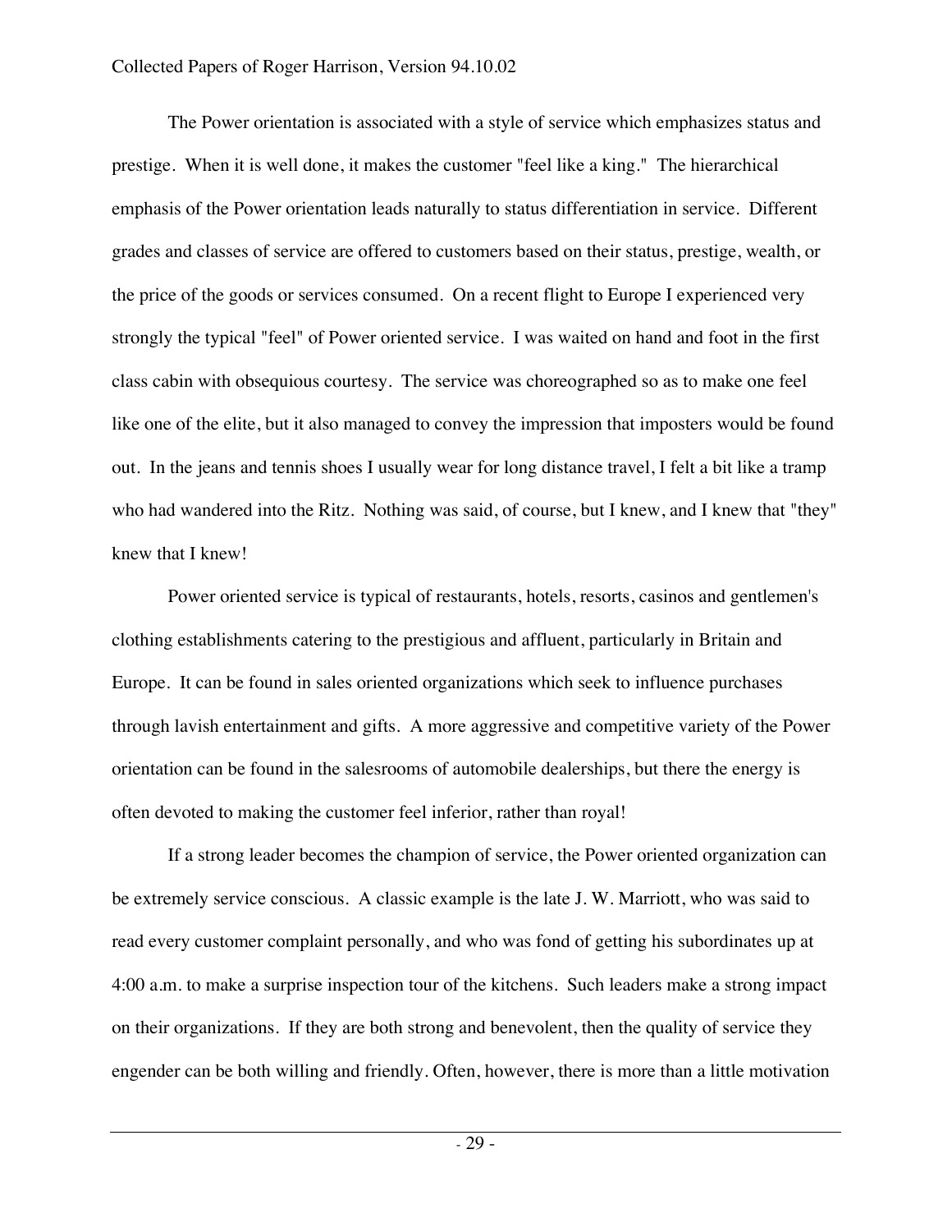The Power orientation is associated with a style of service which emphasizes status and prestige. When it is well done, it makes the customer "feel like a king." The hierarchical emphasis of the Power orientation leads naturally to status differentiation in service. Different grades and classes of service are offered to customers based on their status, prestige, wealth, or the price of the goods or services consumed. On a recent flight to Europe I experienced very strongly the typical "feel" of Power oriented service. I was waited on hand and foot in the first class cabin with obsequious courtesy. The service was choreographed so as to make one feel like one of the elite, but it also managed to convey the impression that imposters would be found out. In the jeans and tennis shoes I usually wear for long distance travel, I felt a bit like a tramp who had wandered into the Ritz. Nothing was said, of course, but I knew, and I knew that "they" knew that I knew!

Power oriented service is typical of restaurants, hotels, resorts, casinos and gentlemen's clothing establishments catering to the prestigious and affluent, particularly in Britain and Europe. It can be found in sales oriented organizations which seek to influence purchases through lavish entertainment and gifts. A more aggressive and competitive variety of the Power orientation can be found in the salesrooms of automobile dealerships, but there the energy is often devoted to making the customer feel inferior, rather than royal!

If a strong leader becomes the champion of service, the Power oriented organization can be extremely service conscious. A classic example is the late J. W. Marriott, who was said to read every customer complaint personally, and who was fond of getting his subordinates up at 4:00 a.m. to make a surprise inspection tour of the kitchens. Such leaders make a strong impact on their organizations. If they are both strong and benevolent, then the quality of service they engender can be both willing and friendly. Often, however, there is more than a little motivation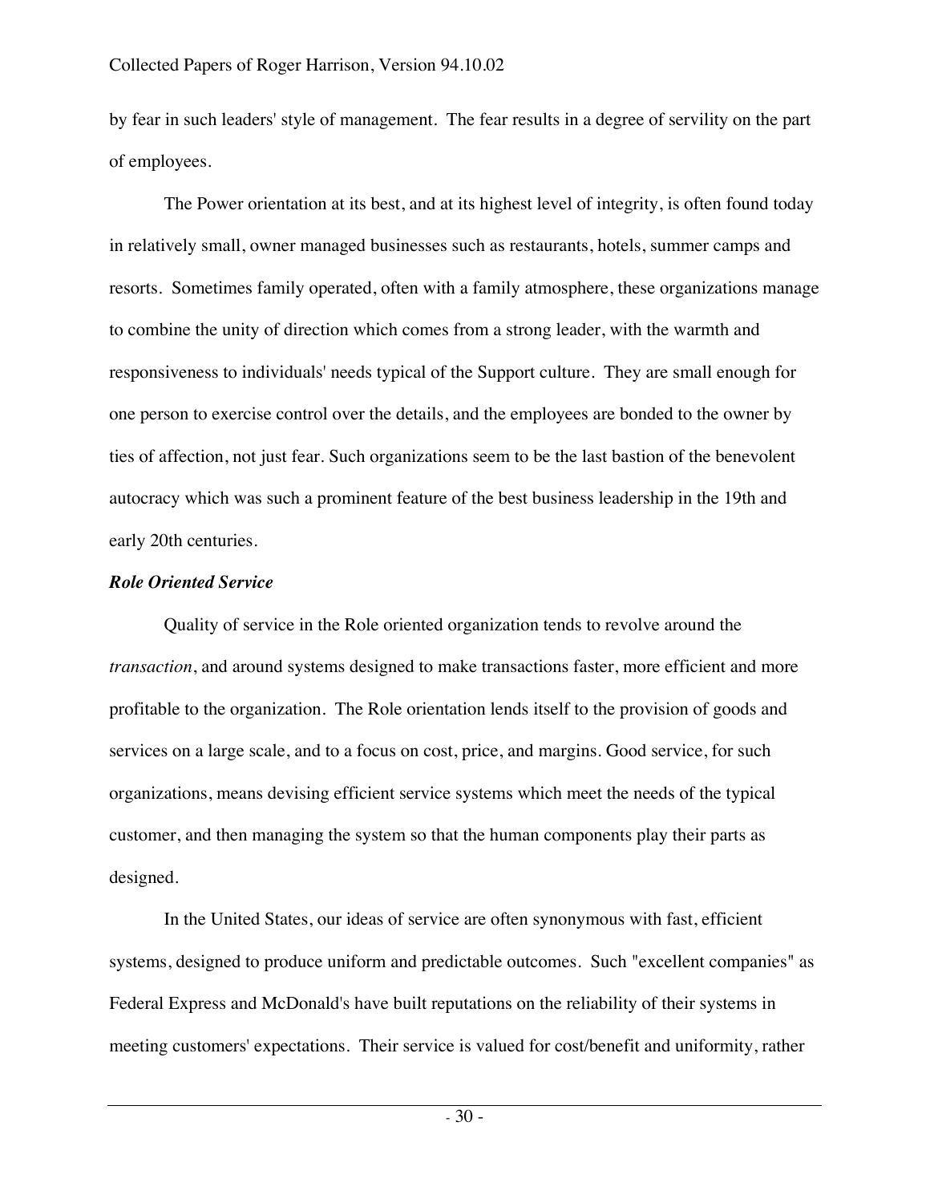by fear in such leaders' style of management. The fear results in a degree of servility on the part of employees.

The Power orientation at its best, and at its highest level of integrity, is often found today in relatively small, owner managed businesses such as restaurants, hotels, summer camps and resorts. Sometimes family operated, often with a family atmosphere, these organizations manage to combine the unity of direction which comes from a strong leader, with the warmth and responsiveness to individuals' needs typical of the Support culture. They are small enough for one person to exercise control over the details, and the employees are bonded to the owner by ties of affection, not just fear. Such organizations seem to be the last bastion of the benevolent autocracy which was such a prominent feature of the best business leadership in the 19th and early 20th centuries.

***Role Oriented Service***

Quality of service in the Role oriented organization tends to revolve around the *transaction*, and around systems designed to make transactions faster, more efficient and more profitable to the organization. The Role orientation lends itself to the provision of goods and services on a large scale, and to a focus on cost, price, and margins. Good service, for such organizations, means devising efficient service systems which meet the needs of the typical customer, and then managing the system so that the human components play their parts as designed.

In the United States, our ideas of service are often synonymous with fast, efficient systems, designed to produce uniform and predictable outcomes. Such "excellent companies" as Federal Express and McDonald's have built reputations on the reliability of their systems in meeting customers' expectations. Their service is valued for cost/benefit and uniformity, rather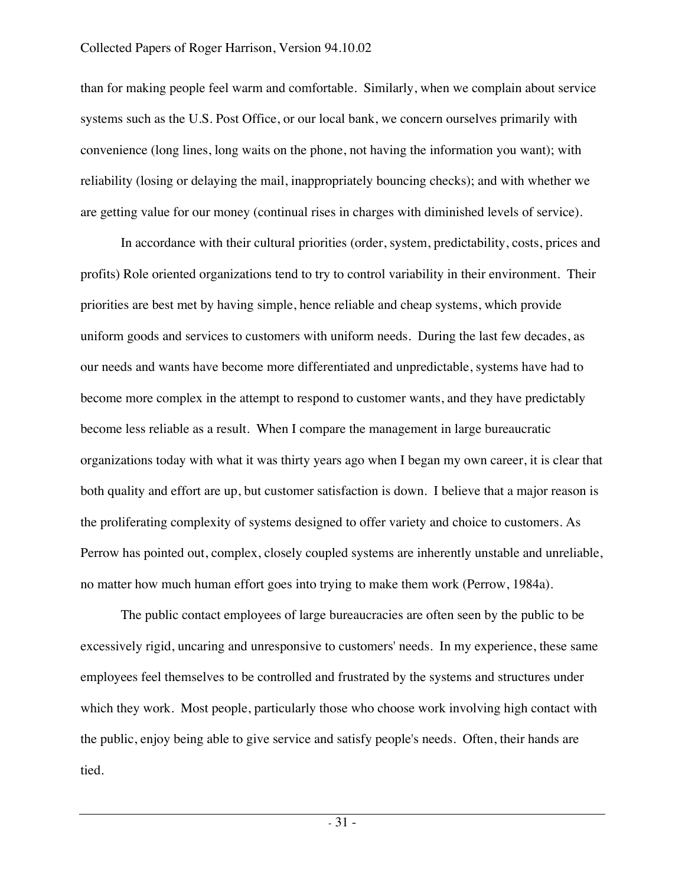than for making people feel warm and comfortable. Similarly, when we complain about service systems such as the U.S. Post Office, or our local bank, we concern ourselves primarily with convenience (long lines, long waits on the phone, not having the information you want); with reliability (losing or delaying the mail, inappropriately bouncing checks); and with whether we are getting value for our money (continual rises in charges with diminished levels of service).

In accordance with their cultural priorities (order, system, predictability, costs, prices and profits) Role oriented organizations tend to try to control variability in their environment. Their priorities are best met by having simple, hence reliable and cheap systems, which provide uniform goods and services to customers with uniform needs. During the last few decades, as our needs and wants have become more differentiated and unpredictable, systems have had to become more complex in the attempt to respond to customer wants, and they have predictably become less reliable as a result. When I compare the management in large bureaucratic organizations today with what it was thirty years ago when I began my own career, it is clear that both quality and effort are up, but customer satisfaction is down. I believe that a major reason is the proliferating complexity of systems designed to offer variety and choice to customers. As Perrow has pointed out, complex, closely coupled systems are inherently unstable and unreliable, no matter how much human effort goes into trying to make them work (Perrow, 1984a).

The public contact employees of large bureaucracies are often seen by the public to be excessively rigid, uncaring and unresponsive to customers' needs. In my experience, these same employees feel themselves to be controlled and frustrated by the systems and structures under which they work. Most people, particularly those who choose work involving high contact with the public, enjoy being able to give service and satisfy people's needs. Often, their hands are tied.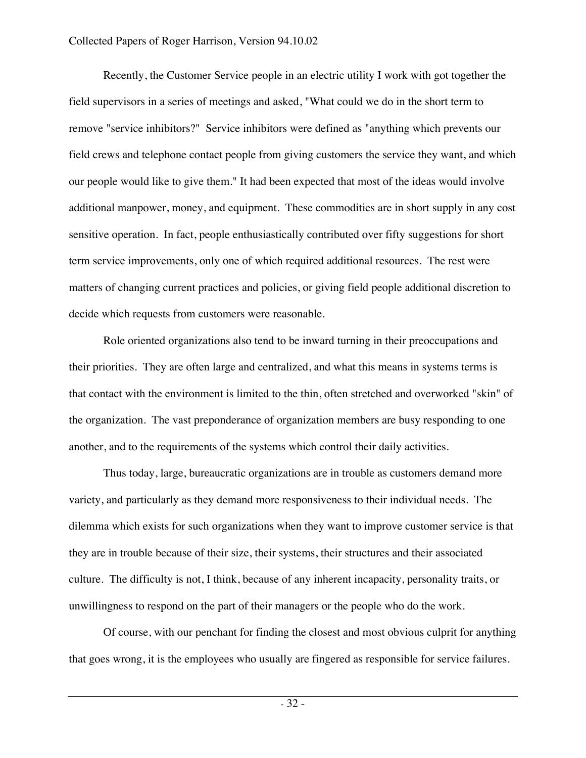Recently, the Customer Service people in an electric utility I work with got together the field supervisors in a series of meetings and asked, "What could we do in the short term to remove "service inhibitors?" Service inhibitors were defined as "anything which prevents our field crews and telephone contact people from giving customers the service they want, and which our people would like to give them." It had been expected that most of the ideas would involve additional manpower, money, and equipment. These commodities are in short supply in any cost sensitive operation. In fact, people enthusiastically contributed over fifty suggestions for short term service improvements, only one of which required additional resources. The rest were matters of changing current practices and policies, or giving field people additional discretion to decide which requests from customers were reasonable.

Role oriented organizations also tend to be inward turning in their preoccupations and their priorities. They are often large and centralized, and what this means in systems terms is that contact with the environment is limited to the thin, often stretched and overworked "skin" of the organization. The vast preponderance of organization members are busy responding to one another, and to the requirements of the systems which control their daily activities.

Thus today, large, bureaucratic organizations are in trouble as customers demand more variety, and particularly as they demand more responsiveness to their individual needs. The dilemma which exists for such organizations when they want to improve customer service is that they are in trouble because of their size, their systems, their structures and their associated culture. The difficulty is not, I think, because of any inherent incapacity, personality traits, or unwillingness to respond on the part of their managers or the people who do the work.

Of course, with our penchant for finding the closest and most obvious culprit for anything that goes wrong, it is the employees who usually are fingered as responsible for service failures.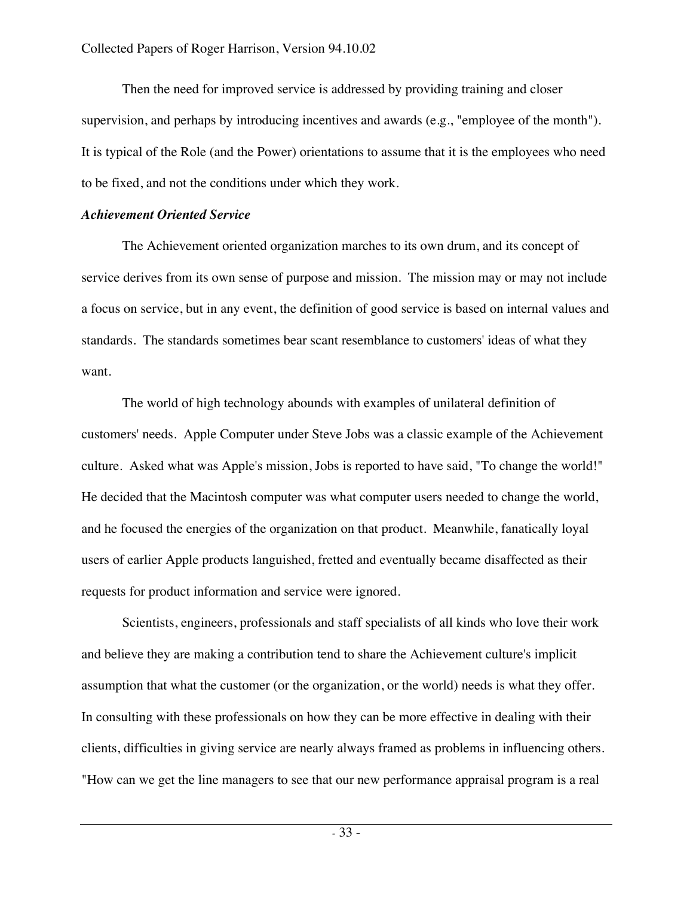Then the need for improved service is addressed by providing training and closer supervision, and perhaps by introducing incentives and awards (e.g., "employee of the month"). It is typical of the Role (and the Power) orientations to assume that it is the employees who need to be fixed, and not the conditions under which they work.

***Achievement Oriented Service***

The Achievement oriented organization marches to its own drum, and its concept of service derives from its own sense of purpose and mission. The mission may or may not include a focus on service, but in any event, the definition of good service is based on internal values and standards. The standards sometimes bear scant resemblance to customers' ideas of what they want.

The world of high technology abounds with examples of unilateral definition of customers' needs. Apple Computer under Steve Jobs was a classic example of the Achievement culture. Asked what was Apple's mission, Jobs is reported to have said, "To change the world!" He decided that the Macintosh computer was what computer users needed to change the world, and he focused the energies of the organization on that product. Meanwhile, fanatically loyal users of earlier Apple products languished, fretted and eventually became disaffected as their requests for product information and service were ignored.

Scientists, engineers, professionals and staff specialists of all kinds who love their work and believe they are making a contribution tend to share the Achievement culture's implicit assumption that what the customer (or the organization, or the world) needs is what they offer. In consulting with these professionals on how they can be more effective in dealing with their clients, difficulties in giving service are nearly always framed as problems in influencing others. "How can we get the line managers to see that our new performance appraisal program is a real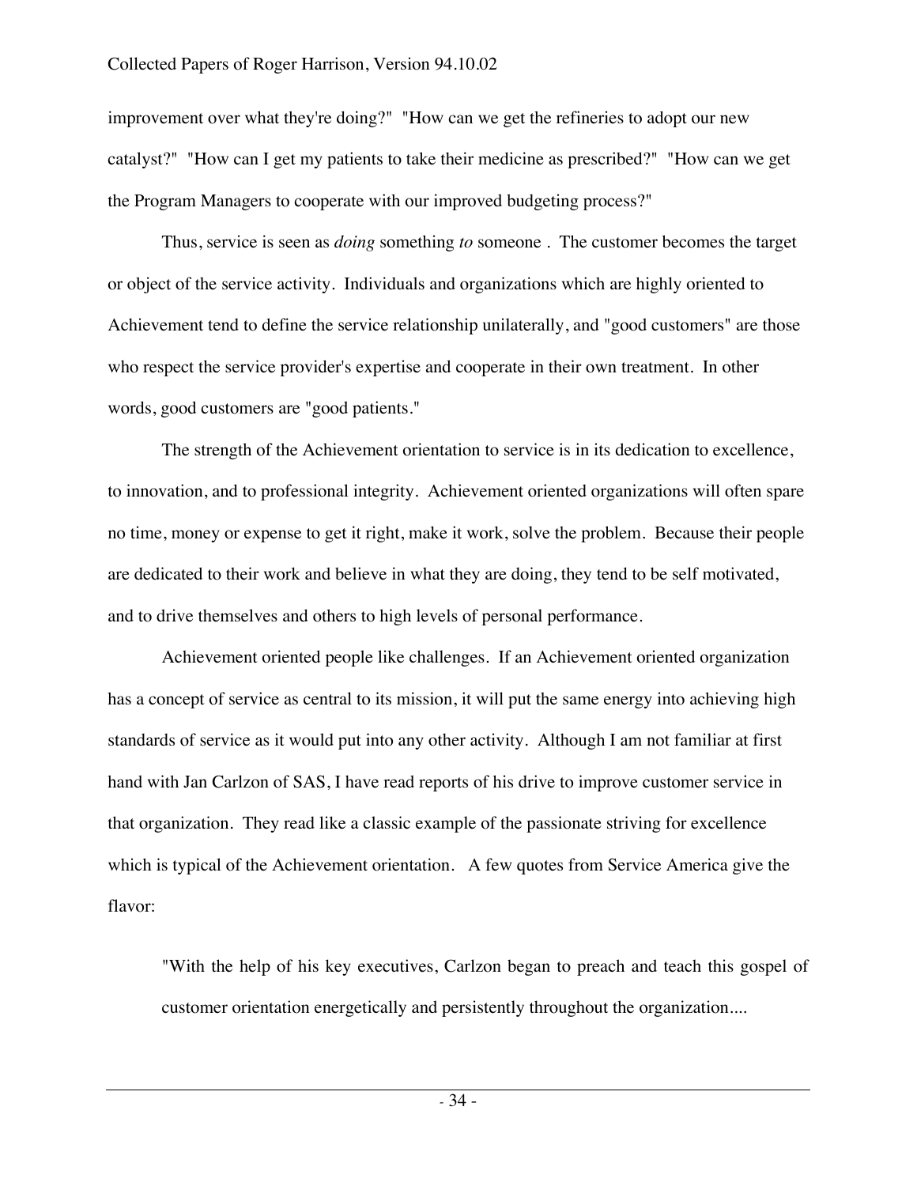improvement over what they're doing?" "How can we get the refineries to adopt our new catalyst?" "How can I get my patients to take their medicine as prescribed?" "How can we get the Program Managers to cooperate with our improved budgeting process?"

Thus, service is seen as *doing* something *to* someone . The customer becomes the target or object of the service activity. Individuals and organizations which are highly oriented to Achievement tend to define the service relationship unilaterally, and "good customers" are those who respect the service provider's expertise and cooperate in their own treatment. In other words, good customers are "good patients."

The strength of the Achievement orientation to service is in its dedication to excellence, to innovation, and to professional integrity. Achievement oriented organizations will often spare no time, money or expense to get it right, make it work, solve the problem. Because their people are dedicated to their work and believe in what they are doing, they tend to be self motivated, and to drive themselves and others to high levels of personal performance.

Achievement oriented people like challenges. If an Achievement oriented organization has a concept of service as central to its mission, it will put the same energy into achieving high standards of service as it would put into any other activity. Although I am not familiar at first hand with Jan Carlzon of SAS, I have read reports of his drive to improve customer service in that organization. They read like a classic example of the passionate striving for excellence which is typical of the Achievement orientation. A few quotes from Service America give the flavor:

> "With the help of his key executives, Carlzon began to preach and teach this gospel of customer orientation energetically and persistently throughout the organization....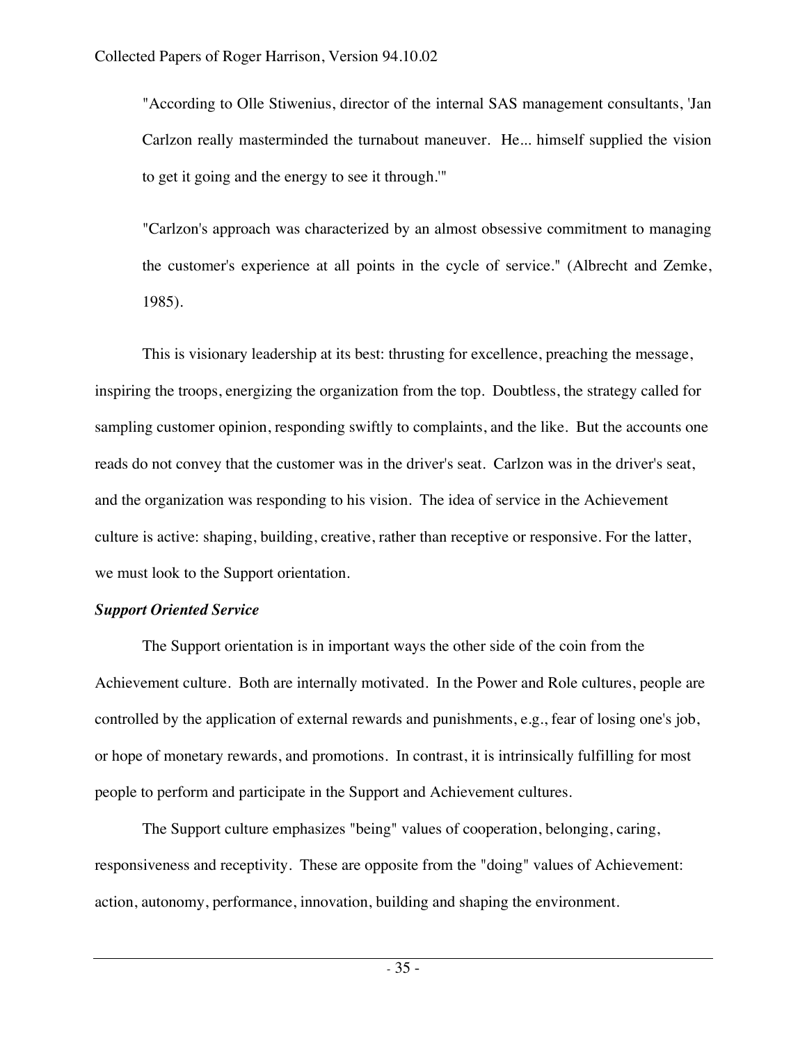> "According to Olle Stiwenius, director of the internal SAS management consultants, 'Jan Carlzon really masterminded the turnabout maneuver. He... himself supplied the vision to get it going and the energy to see it through.'"
>
> "Carlzon's approach was characterized by an almost obsessive commitment to managing the customer's experience at all points in the cycle of service." (Albrecht and Zemke, 1985).

This is visionary leadership at its best: thrusting for excellence, preaching the message, inspiring the troops, energizing the organization from the top. Doubtless, the strategy called for sampling customer opinion, responding swiftly to complaints, and the like. But the accounts one reads do not convey that the customer was in the driver's seat. Carlzon was in the driver's seat, and the organization was responding to his vision. The idea of service in the Achievement culture is active: shaping, building, creative, rather than receptive or responsive. For the latter, we must look to the Support orientation.

***Support Oriented Service***

The Support orientation is in important ways the other side of the coin from the Achievement culture. Both are internally motivated. In the Power and Role cultures, people are controlled by the application of external rewards and punishments, e.g., fear of losing one's job, or hope of monetary rewards, and promotions. In contrast, it is intrinsically fulfilling for most people to perform and participate in the Support and Achievement cultures.

The Support culture emphasizes "being" values of cooperation, belonging, caring, responsiveness and receptivity. These are opposite from the "doing" values of Achievement: action, autonomy, performance, innovation, building and shaping the environment.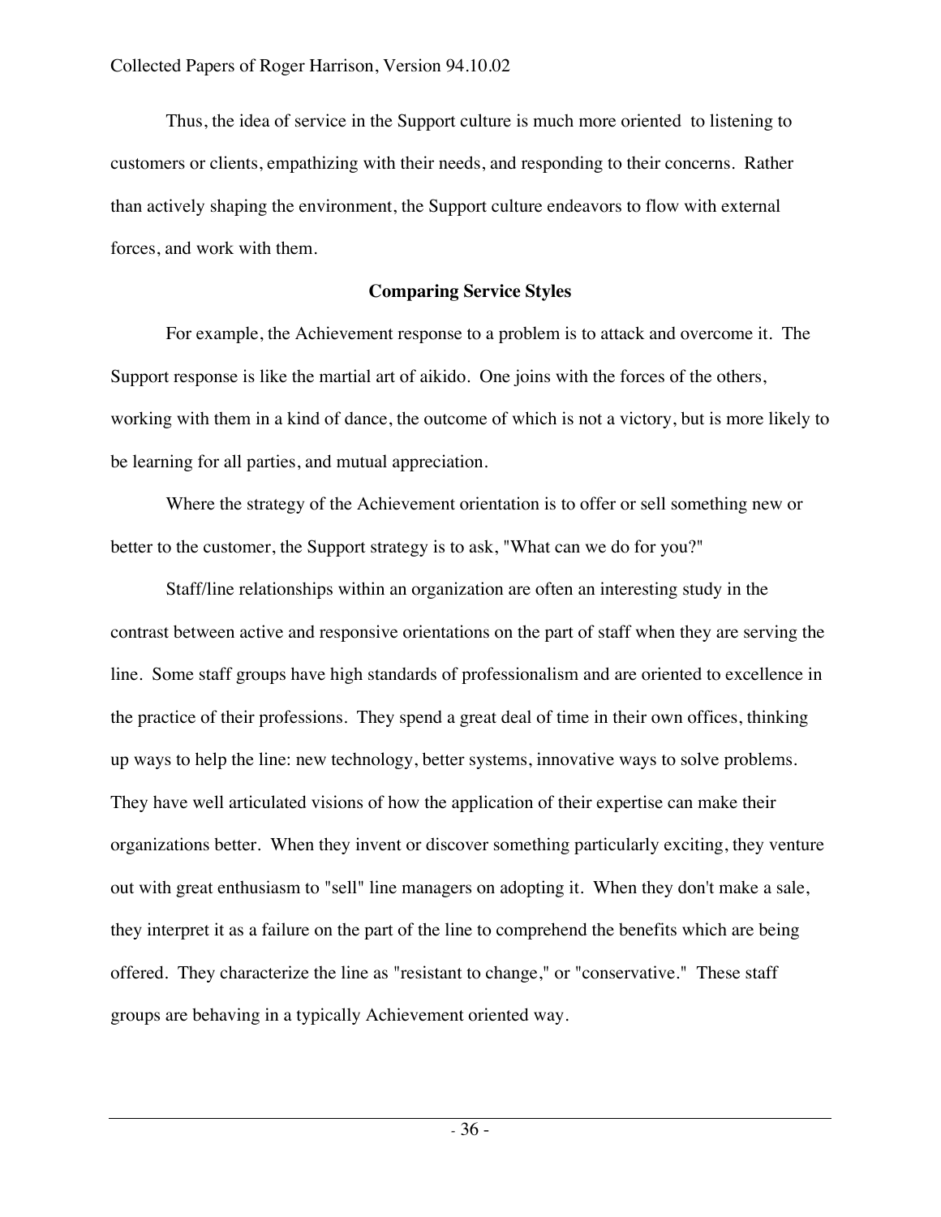Thus, the idea of service in the Support culture is much more oriented to listening to customers or clients, empathizing with their needs, and responding to their concerns. Rather than actively shaping the environment, the Support culture endeavors to flow with external forces, and work with them.

### Comparing Service Styles

For example, the Achievement response to a problem is to attack and overcome it. The Support response is like the martial art of aikido. One joins with the forces of the others, working with them in a kind of dance, the outcome of which is not a victory, but is more likely to be learning for all parties, and mutual appreciation.

Where the strategy of the Achievement orientation is to offer or sell something new or better to the customer, the Support strategy is to ask, "What can we do for you?"

Staff/line relationships within an organization are often an interesting study in the contrast between active and responsive orientations on the part of staff when they are serving the line. Some staff groups have high standards of professionalism and are oriented to excellence in the practice of their professions. They spend a great deal of time in their own offices, thinking up ways to help the line: new technology, better systems, innovative ways to solve problems. They have well articulated visions of how the application of their expertise can make their organizations better. When they invent or discover something particularly exciting, they venture out with great enthusiasm to "sell" line managers on adopting it. When they don't make a sale, they interpret it as a failure on the part of the line to comprehend the benefits which are being offered. They characterize the line as "resistant to change," or "conservative." These staff groups are behaving in a typically Achievement oriented way.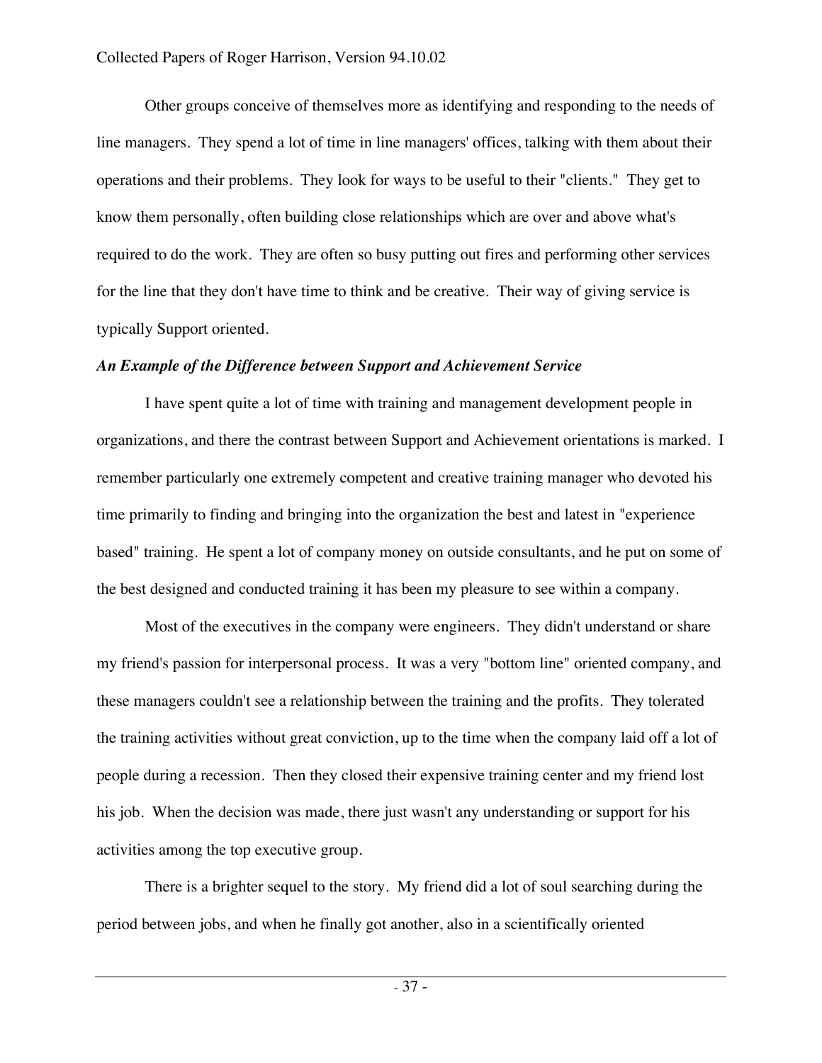Other groups conceive of themselves more as identifying and responding to the needs of line managers. They spend a lot of time in line managers' offices, talking with them about their operations and their problems. They look for ways to be useful to their "clients." They get to know them personally, often building close relationships which are over and above what's required to do the work. They are often so busy putting out fires and performing other services for the line that they don't have time to think and be creative. Their way of giving service is typically Support oriented.

### *An Example of the Difference between Support and Achievement Service*

I have spent quite a lot of time with training and management development people in organizations, and there the contrast between Support and Achievement orientations is marked. I remember particularly one extremely competent and creative training manager who devoted his time primarily to finding and bringing into the organization the best and latest in "experience based" training. He spent a lot of company money on outside consultants, and he put on some of the best designed and conducted training it has been my pleasure to see within a company.

Most of the executives in the company were engineers. They didn't understand or share my friend's passion for interpersonal process. It was a very "bottom line" oriented company, and these managers couldn't see a relationship between the training and the profits. They tolerated the training activities without great conviction, up to the time when the company laid off a lot of people during a recession. Then they closed their expensive training center and my friend lost his job. When the decision was made, there just wasn't any understanding or support for his activities among the top executive group.

There is a brighter sequel to the story. My friend did a lot of soul searching during the period between jobs, and when he finally got another, also in a scientifically oriented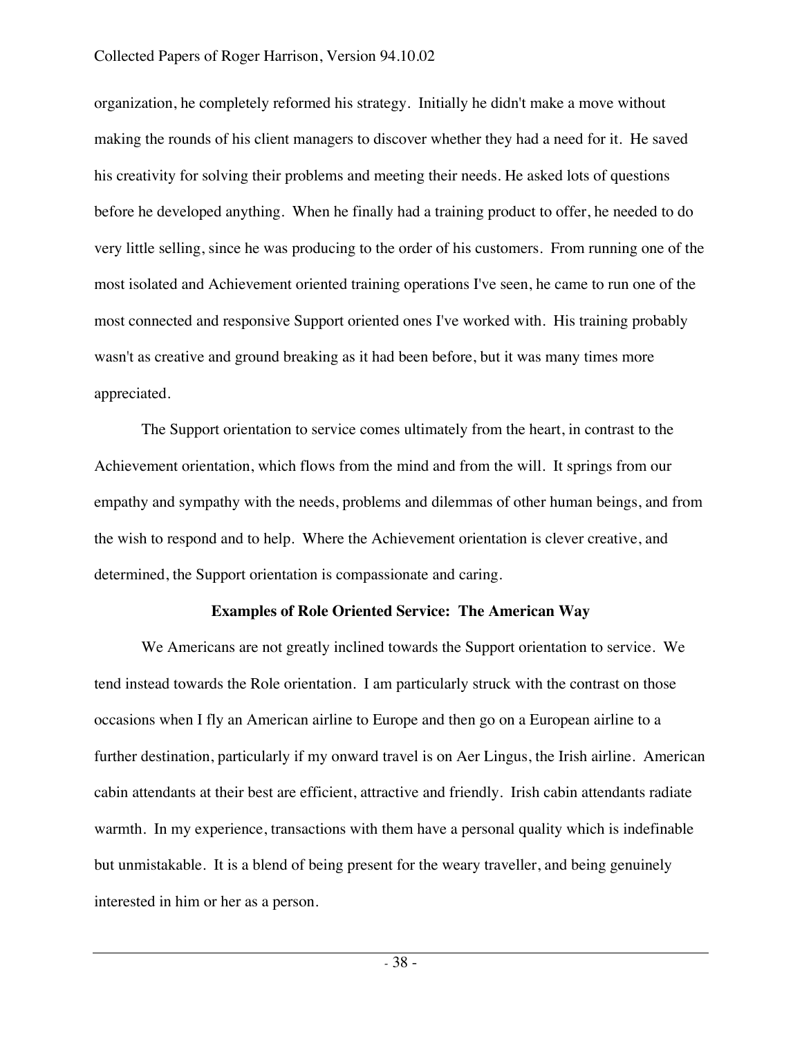organization, he completely reformed his strategy. Initially he didn't make a move without making the rounds of his client managers to discover whether they had a need for it. He saved his creativity for solving their problems and meeting their needs. He asked lots of questions before he developed anything. When he finally had a training product to offer, he needed to do very little selling, since he was producing to the order of his customers. From running one of the most isolated and Achievement oriented training operations I've seen, he came to run one of the most connected and responsive Support oriented ones I've worked with. His training probably wasn't as creative and ground breaking as it had been before, but it was many times more appreciated.

The Support orientation to service comes ultimately from the heart, in contrast to the Achievement orientation, which flows from the mind and from the will. It springs from our empathy and sympathy with the needs, problems and dilemmas of other human beings, and from the wish to respond and to help. Where the Achievement orientation is clever creative, and determined, the Support orientation is compassionate and caring.

### Examples of Role Oriented Service: The American Way

We Americans are not greatly inclined towards the Support orientation to service. We tend instead towards the Role orientation. I am particularly struck with the contrast on those occasions when I fly an American airline to Europe and then go on a European airline to a further destination, particularly if my onward travel is on Aer Lingus, the Irish airline. American cabin attendants at their best are efficient, attractive and friendly. Irish cabin attendants radiate warmth. In my experience, transactions with them have a personal quality which is indefinable but unmistakable. It is a blend of being present for the weary traveller, and being genuinely interested in him or her as a person.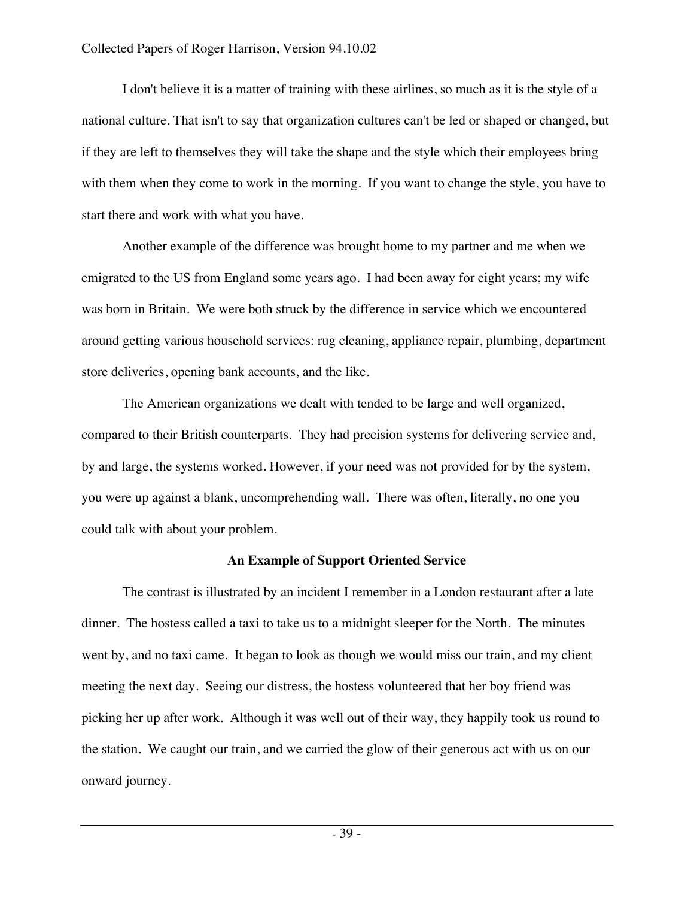I don't believe it is a matter of training with these airlines, so much as it is the style of a national culture. That isn't to say that organization cultures can't be led or shaped or changed, but if they are left to themselves they will take the shape and the style which their employees bring with them when they come to work in the morning. If you want to change the style, you have to start there and work with what you have.

Another example of the difference was brought home to my partner and me when we emigrated to the US from England some years ago. I had been away for eight years; my wife was born in Britain. We were both struck by the difference in service which we encountered around getting various household services: rug cleaning, appliance repair, plumbing, department store deliveries, opening bank accounts, and the like.

The American organizations we dealt with tended to be large and well organized, compared to their British counterparts. They had precision systems for delivering service and, by and large, the systems worked. However, if your need was not provided for by the system, you were up against a blank, uncomprehending wall. There was often, literally, no one you could talk with about your problem.

### An Example of Support Oriented Service

The contrast is illustrated by an incident I remember in a London restaurant after a late dinner. The hostess called a taxi to take us to a midnight sleeper for the North. The minutes went by, and no taxi came. It began to look as though we would miss our train, and my client meeting the next day. Seeing our distress, the hostess volunteered that her boy friend was picking her up after work. Although it was well out of their way, they happily took us round to the station. We caught our train, and we carried the glow of their generous act with us on our onward journey.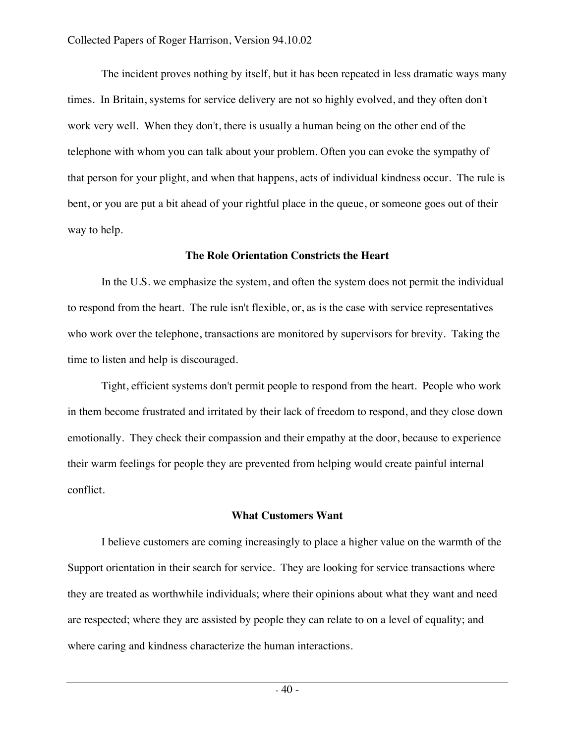The incident proves nothing by itself, but it has been repeated in less dramatic ways many times. In Britain, systems for service delivery are not so highly evolved, and they often don't work very well. When they don't, there is usually a human being on the other end of the telephone with whom you can talk about your problem. Often you can evoke the sympathy of that person for your plight, and when that happens, acts of individual kindness occur. The rule is bent, or you are put a bit ahead of your rightful place in the queue, or someone goes out of their way to help.

### The Role Orientation Constricts the Heart

In the U.S. we emphasize the system, and often the system does not permit the individual to respond from the heart. The rule isn't flexible, or, as is the case with service representatives who work over the telephone, transactions are monitored by supervisors for brevity. Taking the time to listen and help is discouraged.

Tight, efficient systems don't permit people to respond from the heart. People who work in them become frustrated and irritated by their lack of freedom to respond, and they close down emotionally. They check their compassion and their empathy at the door, because to experience their warm feelings for people they are prevented from helping would create painful internal conflict.

### What Customers Want

I believe customers are coming increasingly to place a higher value on the warmth of the Support orientation in their search for service. They are looking for service transactions where they are treated as worthwhile individuals; where their opinions about what they want and need are respected; where they are assisted by people they can relate to on a level of equality; and where caring and kindness characterize the human interactions.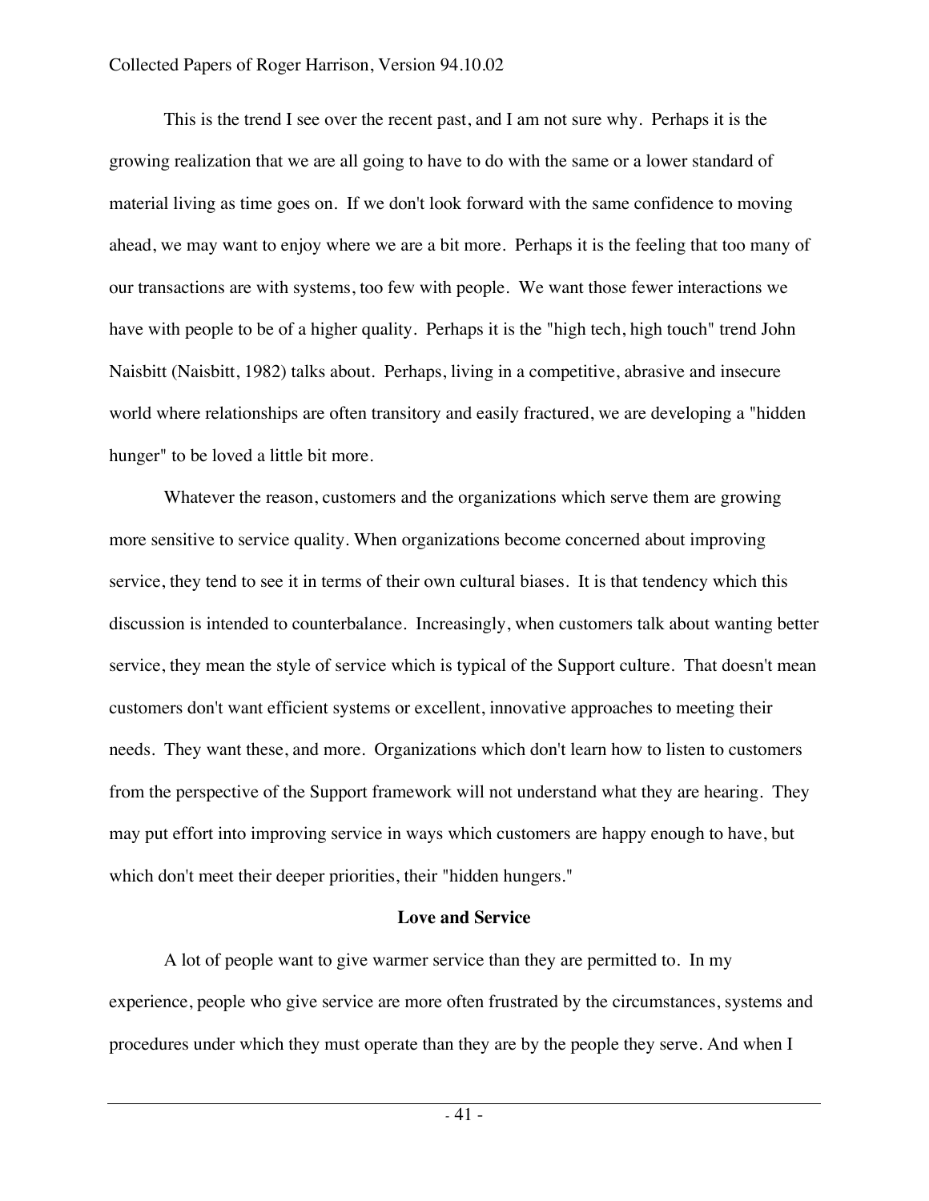This is the trend I see over the recent past, and I am not sure why. Perhaps it is the growing realization that we are all going to have to do with the same or a lower standard of material living as time goes on. If we don't look forward with the same confidence to moving ahead, we may want to enjoy where we are a bit more. Perhaps it is the feeling that too many of our transactions are with systems, too few with people. We want those fewer interactions we have with people to be of a higher quality. Perhaps it is the "high tech, high touch" trend John Naisbitt (Naisbitt, 1982) talks about. Perhaps, living in a competitive, abrasive and insecure world where relationships are often transitory and easily fractured, we are developing a "hidden hunger" to be loved a little bit more.

Whatever the reason, customers and the organizations which serve them are growing more sensitive to service quality. When organizations become concerned about improving service, they tend to see it in terms of their own cultural biases. It is that tendency which this discussion is intended to counterbalance. Increasingly, when customers talk about wanting better service, they mean the style of service which is typical of the Support culture. That doesn't mean customers don't want efficient systems or excellent, innovative approaches to meeting their needs. They want these, and more. Organizations which don't learn how to listen to customers from the perspective of the Support framework will not understand what they are hearing. They may put effort into improving service in ways which customers are happy enough to have, but which don't meet their deeper priorities, their "hidden hungers."

**Love and Service**

A lot of people want to give warmer service than they are permitted to. In my experience, people who give service are more often frustrated by the circumstances, systems and procedures under which they must operate than they are by the people they serve. And when I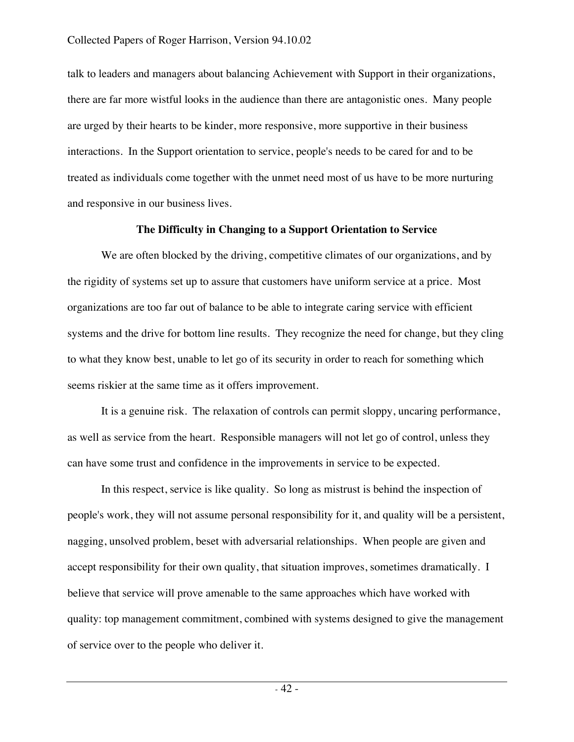talk to leaders and managers about balancing Achievement with Support in their organizations, there are far more wistful looks in the audience than there are antagonistic ones. Many people are urged by their hearts to be kinder, more responsive, more supportive in their business interactions. In the Support orientation to service, people's needs to be cared for and to be treated as individuals come together with the unmet need most of us have to be more nurturing and responsive in our business lives.

### The Difficulty in Changing to a Support Orientation to Service

We are often blocked by the driving, competitive climates of our organizations, and by the rigidity of systems set up to assure that customers have uniform service at a price. Most organizations are too far out of balance to be able to integrate caring service with efficient systems and the drive for bottom line results. They recognize the need for change, but they cling to what they know best, unable to let go of its security in order to reach for something which seems riskier at the same time as it offers improvement.

It is a genuine risk. The relaxation of controls can permit sloppy, uncaring performance, as well as service from the heart. Responsible managers will not let go of control, unless they can have some trust and confidence in the improvements in service to be expected.

In this respect, service is like quality. So long as mistrust is behind the inspection of people's work, they will not assume personal responsibility for it, and quality will be a persistent, nagging, unsolved problem, beset with adversarial relationships. When people are given and accept responsibility for their own quality, that situation improves, sometimes dramatically. I believe that service will prove amenable to the same approaches which have worked with quality: top management commitment, combined with systems designed to give the management of service over to the people who deliver it.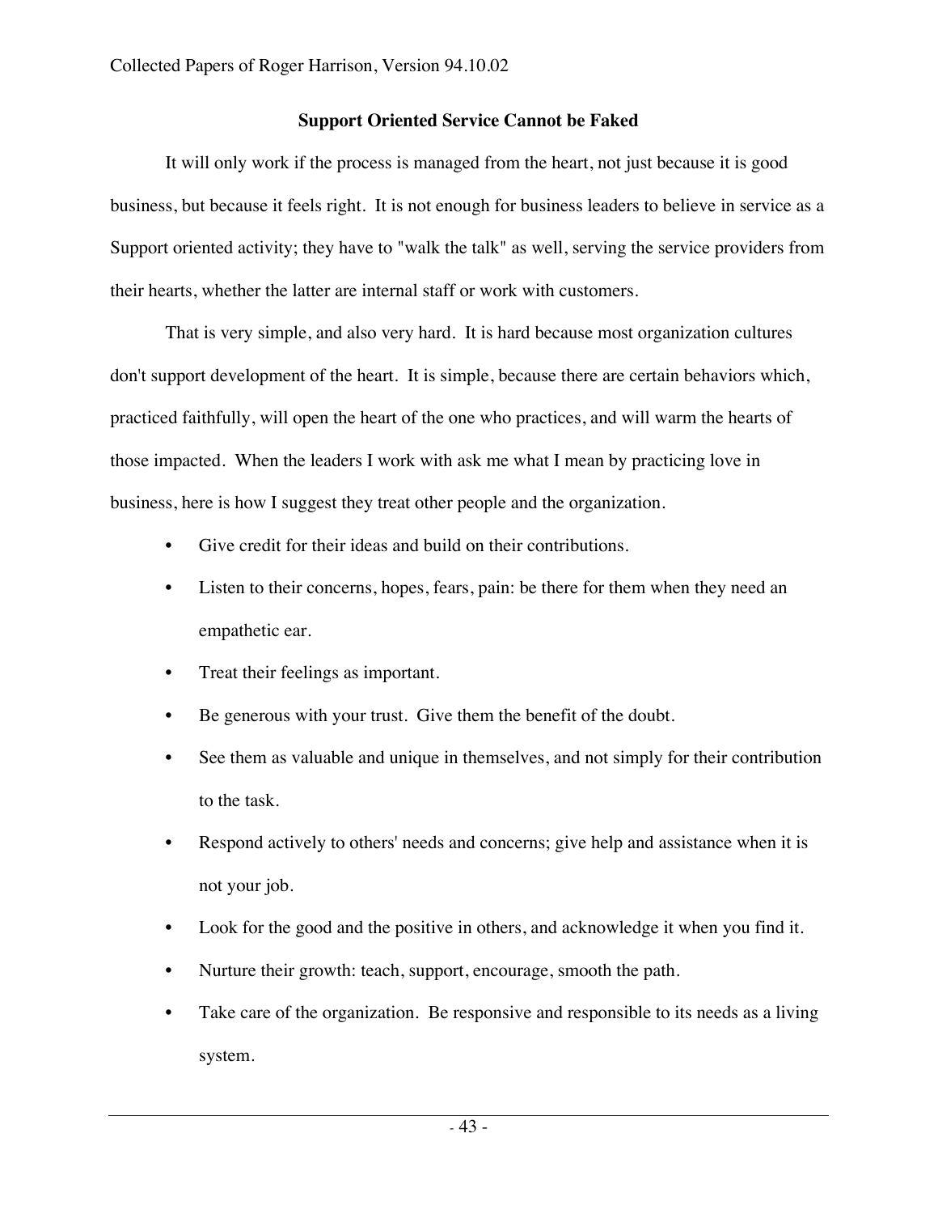### Support Oriented Service Cannot be Faked

It will only work if the process is managed from the heart, not just because it is good business, but because it feels right. It is not enough for business leaders to believe in service as a Support oriented activity; they have to "walk the talk" as well, serving the service providers from their hearts, whether the latter are internal staff or work with customers.

That is very simple, and also very hard. It is hard because most organization cultures don't support development of the heart. It is simple, because there are certain behaviors which, practiced faithfully, will open the heart of the one who practices, and will warm the hearts of those impacted. When the leaders I work with ask me what I mean by practicing love in business, here is how I suggest they treat other people and the organization.

- Give credit for their ideas and build on their contributions.
- Listen to their concerns, hopes, fears, pain: be there for them when they need an empathetic ear.
- Treat their feelings as important.
- Be generous with your trust. Give them the benefit of the doubt.
- See them as valuable and unique in themselves, and not simply for their contribution to the task.
- Respond actively to others' needs and concerns; give help and assistance when it is not your job.
- Look for the good and the positive in others, and acknowledge it when you find it.
- Nurture their growth: teach, support, encourage, smooth the path.
- Take care of the organization. Be responsive and responsible to its needs as a living system.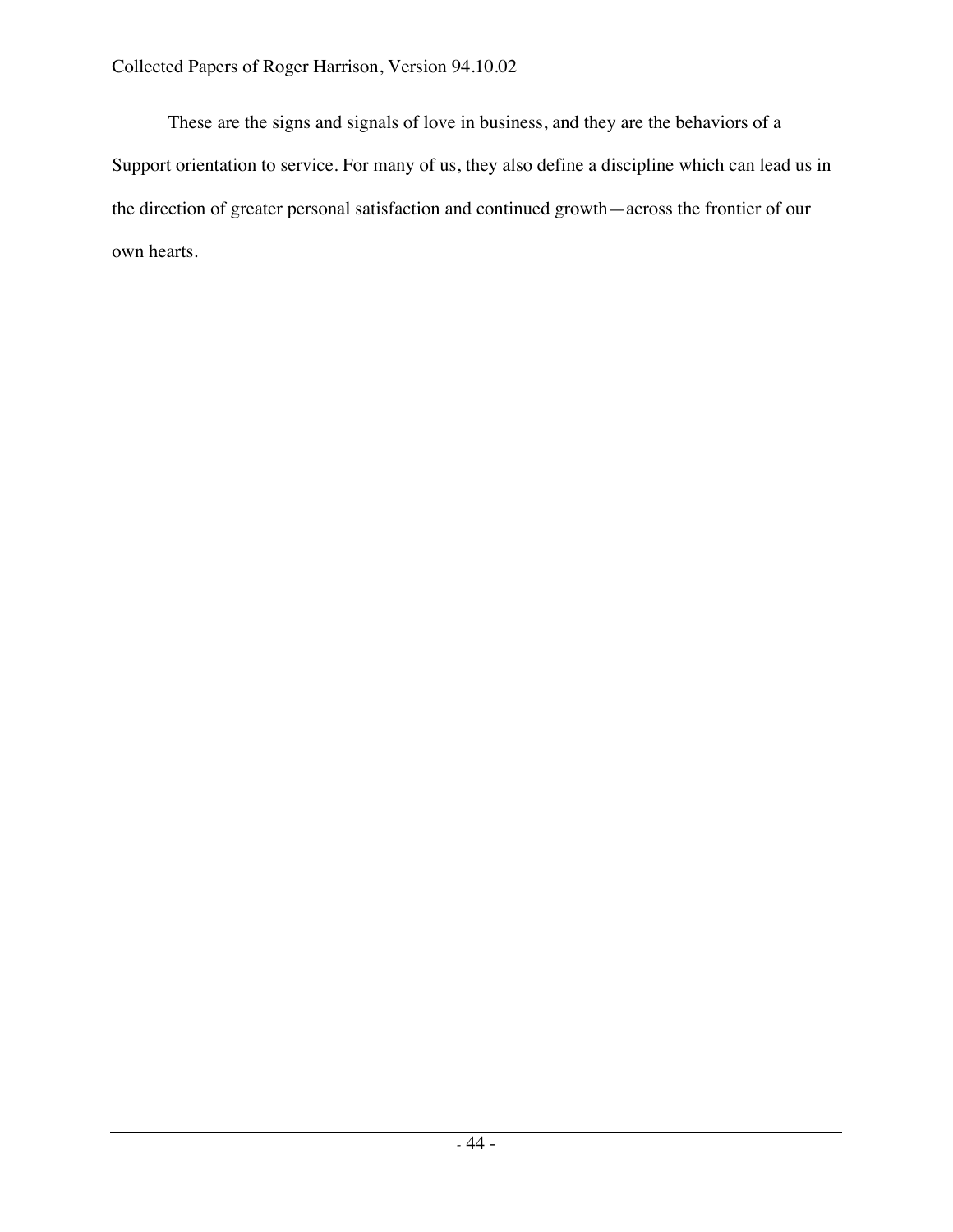These are the signs and signals of love in business, and they are the behaviors of a Support orientation to service. For many of us, they also define a discipline which can lead us in the direction of greater personal satisfaction and continued growth—across the frontier of our own hearts.